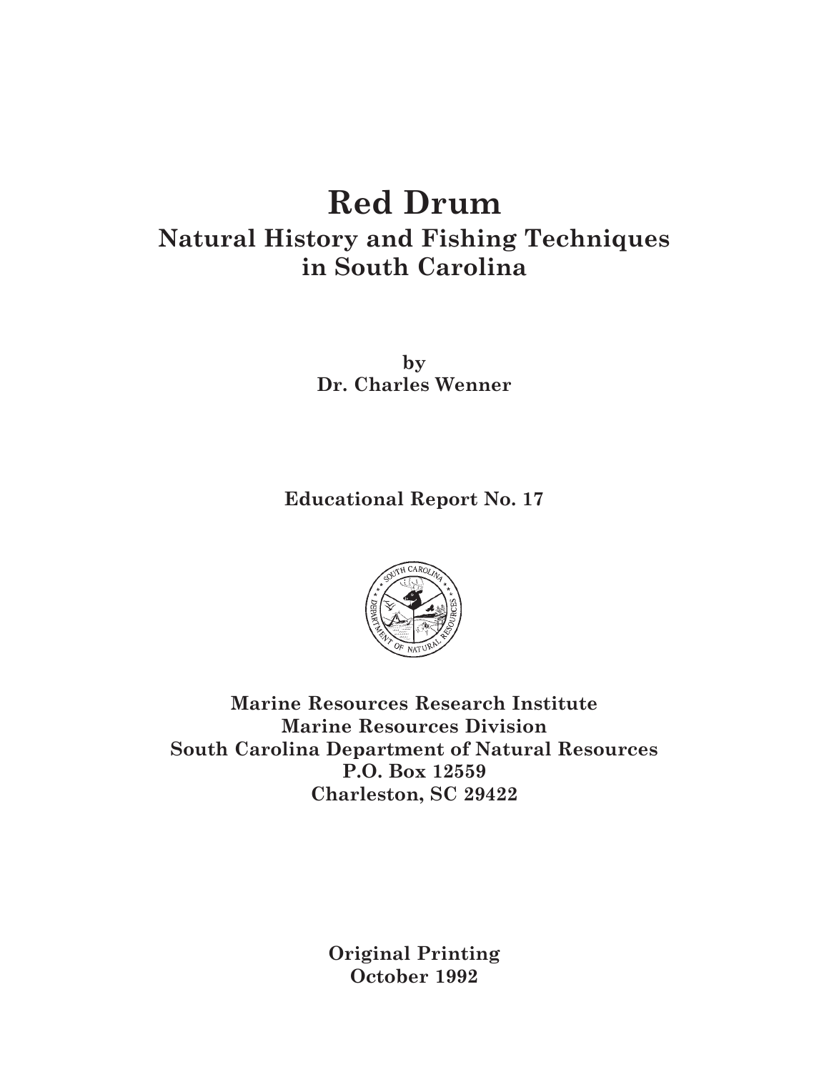# Red Drum

## Natural History and Fishing Techniques in South Carolina

**by**
**Dr. Charles Wenner**

**Educational Report No. 17**

**Marine Resources Research Institute**
**Marine Resources Division**
**South Carolina Department of Natural Resources**
**P.O. Box 12559**
**Charleston, SC 29422**

**Original Printing**
**October 1992**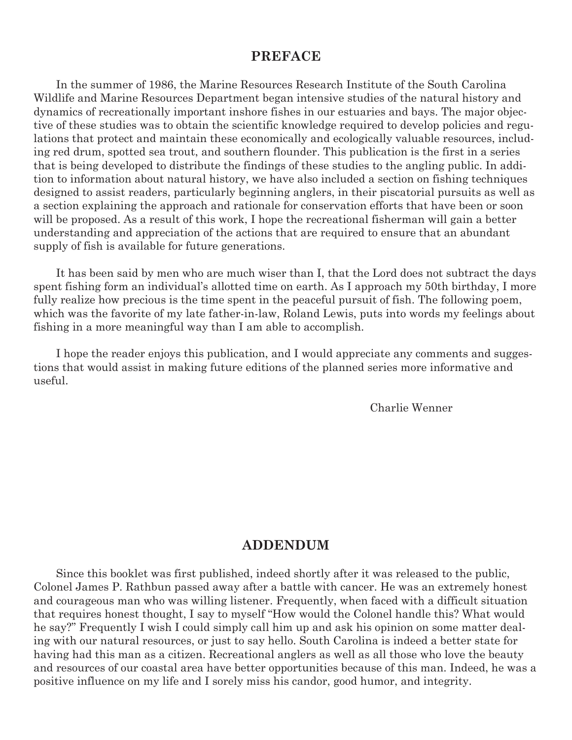## PREFACE

In the summer of 1986, the Marine Resources Research Institute of the South Carolina Wildlife and Marine Resources Department began intensive studies of the natural history and dynamics of recreationally important inshore fishes in our estuaries and bays. The major objective of these studies was to obtain the scientific knowledge required to develop policies and regulations that protect and maintain these economically and ecologically valuable resources, including red drum, spotted sea trout, and southern flounder. This publication is the first in a series that is being developed to distribute the findings of these studies to the angling public. In addition to information about natural history, we have also included a section on fishing techniques designed to assist readers, particularly beginning anglers, in their piscatorial pursuits as well as a section explaining the approach and rationale for conservation efforts that have been or soon will be proposed. As a result of this work, I hope the recreational fisherman will gain a better understanding and appreciation of the actions that are required to ensure that an abundant supply of fish is available for future generations.

It has been said by men who are much wiser than I, that the Lord does not subtract the days spent fishing form an individual's allotted time on earth. As I approach my 50th birthday, I more fully realize how precious is the time spent in the peaceful pursuit of fish. The following poem, which was the favorite of my late father-in-law, Roland Lewis, puts into words my feelings about fishing in a more meaningful way than I am able to accomplish.

I hope the reader enjoys this publication, and I would appreciate any comments and suggestions that would assist in making future editions of the planned series more informative and useful.

Charlie Wenner

## ADDENDUM

Since this booklet was first published, indeed shortly after it was released to the public, Colonel James P. Rathbun passed away after a battle with cancer. He was an extremely honest and courageous man who was willing listener. Frequently, when faced with a difficult situation that requires honest thought, I say to myself "How would the Colonel handle this? What would he say?" Frequently I wish I could simply call him up and ask his opinion on some matter dealing with our natural resources, or just to say hello. South Carolina is indeed a better state for having had this man as a citizen. Recreational anglers as well as all those who love the beauty and resources of our coastal area have better opportunities because of this man. Indeed, he was a positive influence on my life and I sorely miss his candor, good humor, and integrity.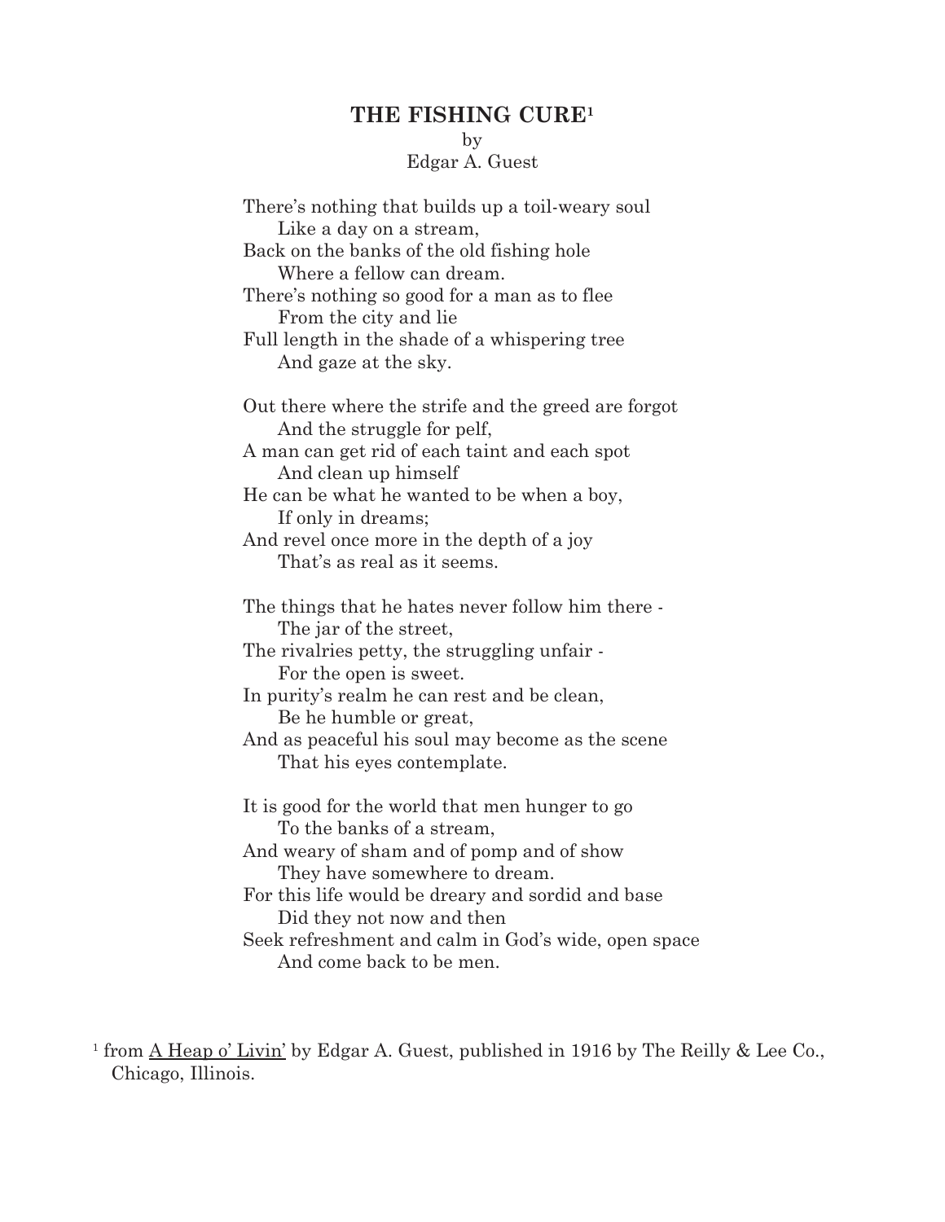# THE FISHING CURE[1]

by
Edgar A. Guest

There's nothing that builds up a toil-weary soul
    Like a day on a stream,
Back on the banks of the old fishing hole
    Where a fellow can dream.
There's nothing so good for a man as to flee
    From the city and lie
Full length in the shade of a whispering tree
    And gaze at the sky.

Out there where the strife and the greed are forgot
    And the struggle for pelf,
A man can get rid of each taint and each spot
    And clean up himself
He can be what he wanted to be when a boy,
    If only in dreams;
And revel once more in the depth of a joy
    That's as real as it seems.

The things that he hates never follow him there -
    The jar of the street,
The rivalries petty, the struggling unfair -
    For the open is sweet.
In purity's realm he can rest and be clean,
    Be he humble or great,
And as peaceful his soul may become as the scene
    That his eyes contemplate.

It is good for the world that men hunger to go
    To the banks of a stream,
And weary of sham and of pomp and of show
    They have somewhere to dream.
For this life would be dreary and sordid and base
    Did they not now and then
Seek refreshment and calm in God's wide, open space
    And come back to be men.

[1] from A Heap o' Livin' by Edgar A. Guest, published in 1916 by The Reilly & Lee Co., Chicago, Illinois.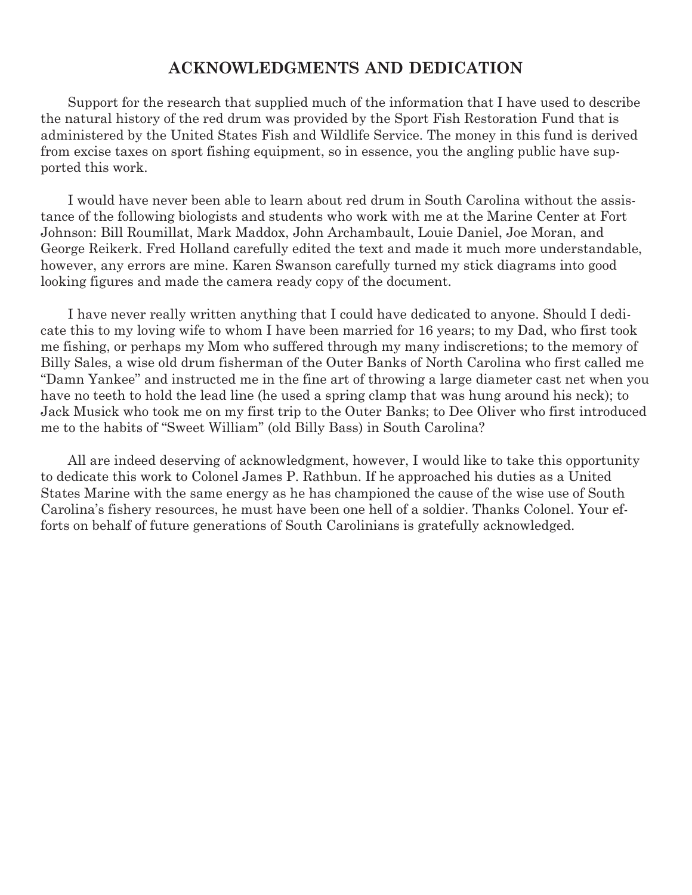## ACKNOWLEDGMENTS AND DEDICATION

Support for the research that supplied much of the information that I have used to describe the natural history of the red drum was provided by the Sport Fish Restoration Fund that is administered by the United States Fish and Wildlife Service. The money in this fund is derived from excise taxes on sport fishing equipment, so in essence, you the angling public have supported this work.

I would have never been able to learn about red drum in South Carolina without the assistance of the following biologists and students who work with me at the Marine Center at Fort Johnson: Bill Roumillat, Mark Maddox, John Archambault, Louie Daniel, Joe Moran, and George Reikerk. Fred Holland carefully edited the text and made it much more understandable, however, any errors are mine. Karen Swanson carefully turned my stick diagrams into good looking figures and made the camera ready copy of the document.

I have never really written anything that I could have dedicated to anyone. Should I dedicate this to my loving wife to whom I have been married for 16 years; to my Dad, who first took me fishing, or perhaps my Mom who suffered through my many indiscretions; to the memory of Billy Sales, a wise old drum fisherman of the Outer Banks of North Carolina who first called me "Damn Yankee" and instructed me in the fine art of throwing a large diameter cast net when you have no teeth to hold the lead line (he used a spring clamp that was hung around his neck); to Jack Musick who took me on my first trip to the Outer Banks; to Dee Oliver who first introduced me to the habits of "Sweet William" (old Billy Bass) in South Carolina?

All are indeed deserving of acknowledgment, however, I would like to take this opportunity to dedicate this work to Colonel James P. Rathbun. If he approached his duties as a United States Marine with the same energy as he has championed the cause of the wise use of South Carolina's fishery resources, he must have been one hell of a soldier. Thanks Colonel. Your efforts on behalf of future generations of South Carolinians is gratefully acknowledged.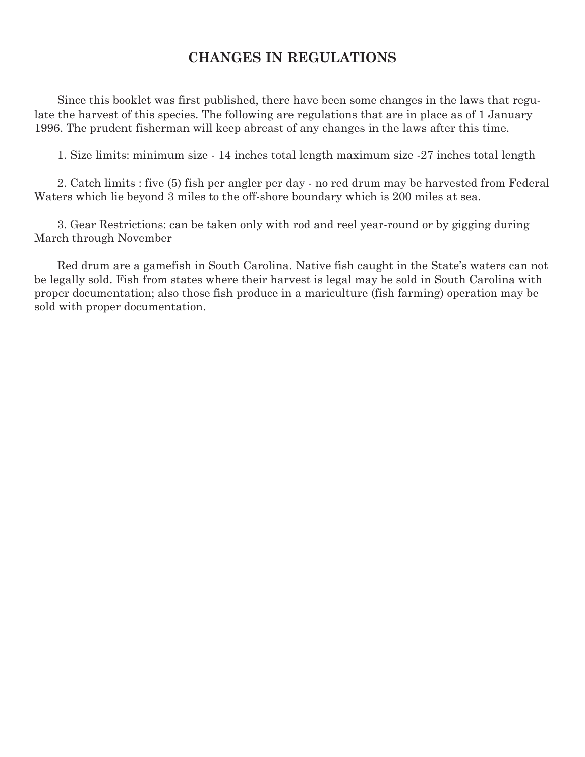## CHANGES IN REGULATIONS

Since this booklet was first published, there have been some changes in the laws that regulate the harvest of this species. The following are regulations that are in place as of 1 January 1996. The prudent fisherman will keep abreast of any changes in the laws after this time.

1. Size limits: minimum size - 14 inches total length maximum size -27 inches total length

2. Catch limits : five (5) fish per angler per day - no red drum may be harvested from Federal Waters which lie beyond 3 miles to the off-shore boundary which is 200 miles at sea.

3. Gear Restrictions: can be taken only with rod and reel year-round or by gigging during March through November

Red drum are a gamefish in South Carolina. Native fish caught in the State's waters can not be legally sold. Fish from states where their harvest is legal may be sold in South Carolina with proper documentation; also those fish produce in a mariculture (fish farming) operation may be sold with proper documentation.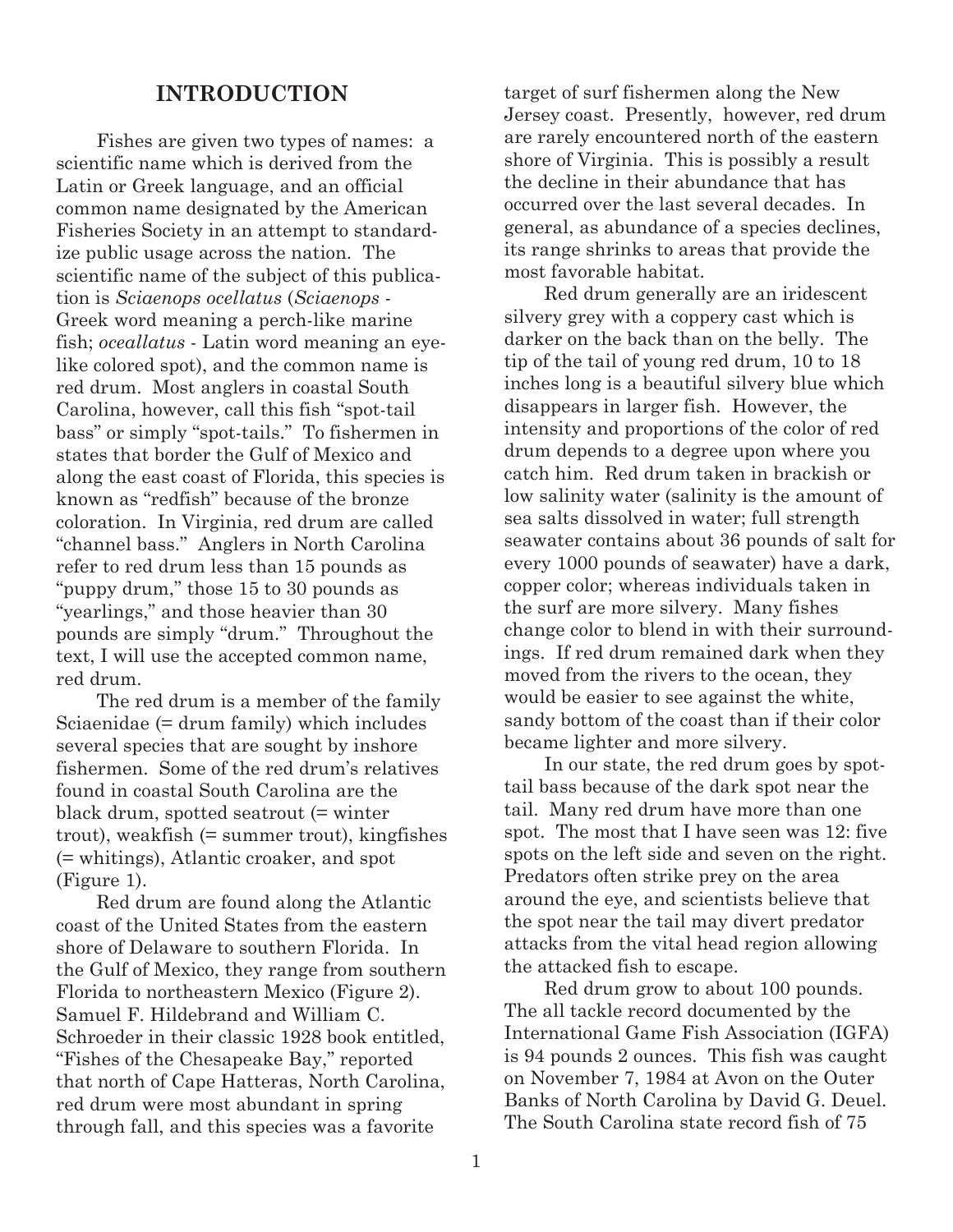## INTRODUCTION

Fishes are given two types of names: a scientific name which is derived from the Latin or Greek language, and an official common name designated by the American Fisheries Society in an attempt to standardize public usage across the nation. The scientific name of the subject of this publication is *Sciaenops ocellatus* (*Sciaenops* - Greek word meaning a perch-like marine fish; *oceallatus* - Latin word meaning an eye-like colored spot), and the common name is red drum. Most anglers in coastal South Carolina, however, call this fish "spot-tail bass" or simply "spot-tails." To fishermen in states that border the Gulf of Mexico and along the east coast of Florida, this species is known as "redfish" because of the bronze coloration. In Virginia, red drum are called "channel bass." Anglers in North Carolina refer to red drum less than 15 pounds as "puppy drum," those 15 to 30 pounds as "yearlings," and those heavier than 30 pounds are simply "drum." Throughout the text, I will use the accepted common name, red drum.

The red drum is a member of the family Sciaenidae (= drum family) which includes several species that are sought by inshore fishermen. Some of the red drum's relatives found in coastal South Carolina are the black drum, spotted seatrout (= winter trout), weakfish (= summer trout), kingfishes (= whitings), Atlantic croaker, and spot (Figure 1).

Red drum are found along the Atlantic coast of the United States from the eastern shore of Delaware to southern Florida. In the Gulf of Mexico, they range from southern Florida to northeastern Mexico (Figure 2). Samuel F. Hildebrand and William C. Schroeder in their classic 1928 book entitled, "Fishes of the Chesapeake Bay," reported that north of Cape Hatteras, North Carolina, red drum were most abundant in spring through fall, and this species was a favorite target of surf fishermen along the New Jersey coast. Presently, however, red drum are rarely encountered north of the eastern shore of Virginia. This is possibly a result the decline in their abundance that has occurred over the last several decades. In general, as abundance of a species declines, its range shrinks to areas that provide the most favorable habitat.

Red drum generally are an iridescent silvery grey with a coppery cast which is darker on the back than on the belly. The tip of the tail of young red drum, 10 to 18 inches long is a beautiful silvery blue which disappears in larger fish. However, the intensity and proportions of the color of red drum depends to a degree upon where you catch him. Red drum taken in brackish or low salinity water (salinity is the amount of sea salts dissolved in water; full strength seawater contains about 36 pounds of salt for every 1000 pounds of seawater) have a dark, copper color; whereas individuals taken in the surf are more silvery. Many fishes change color to blend in with their surroundings. If red drum remained dark when they moved from the rivers to the ocean, they would be easier to see against the white, sandy bottom of the coast than if their color became lighter and more silvery.

In our state, the red drum goes by spot-tail bass because of the dark spot near the tail. Many red drum have more than one spot. The most that I have seen was 12: five spots on the left side and seven on the right. Predators often strike prey on the area around the eye, and scientists believe that the spot near the tail may divert predator attacks from the vital head region allowing the attacked fish to escape.

Red drum grow to about 100 pounds. The all tackle record documented by the International Game Fish Association (IGFA) is 94 pounds 2 ounces. This fish was caught on November 7, 1984 at Avon on the Outer Banks of North Carolina by David G. Deuel. The South Carolina state record fish of 75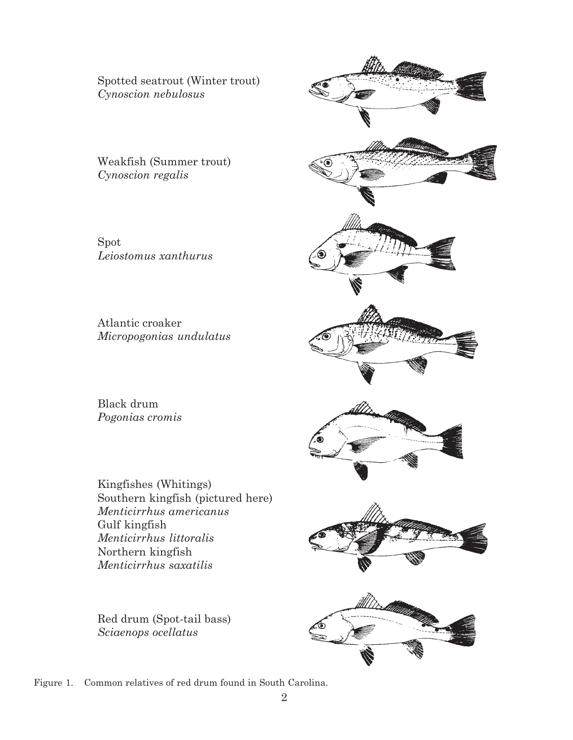Spotted seatrout (Winter trout)
*Cynoscion nebulosus*

Weakfish (Summer trout)
*Cynoscion regalis*

Spot
*Leiostomus xanthurus*

Atlantic croaker
*Micropogonias undulatus*

Black drum
*Pogonias cromis*

Kingfishes (Whitings)
Southern kingfish (pictured here)
*Menticirrhus americanus*
Gulf kingfish
*Menticirrhus littoralis*
Northern kingfish
*Menticirrhus saxatilis*

Red drum (Spot-tail bass)
*Sciaenops ocellatus*

Figure 1. Common relatives of red drum found in South Carolina.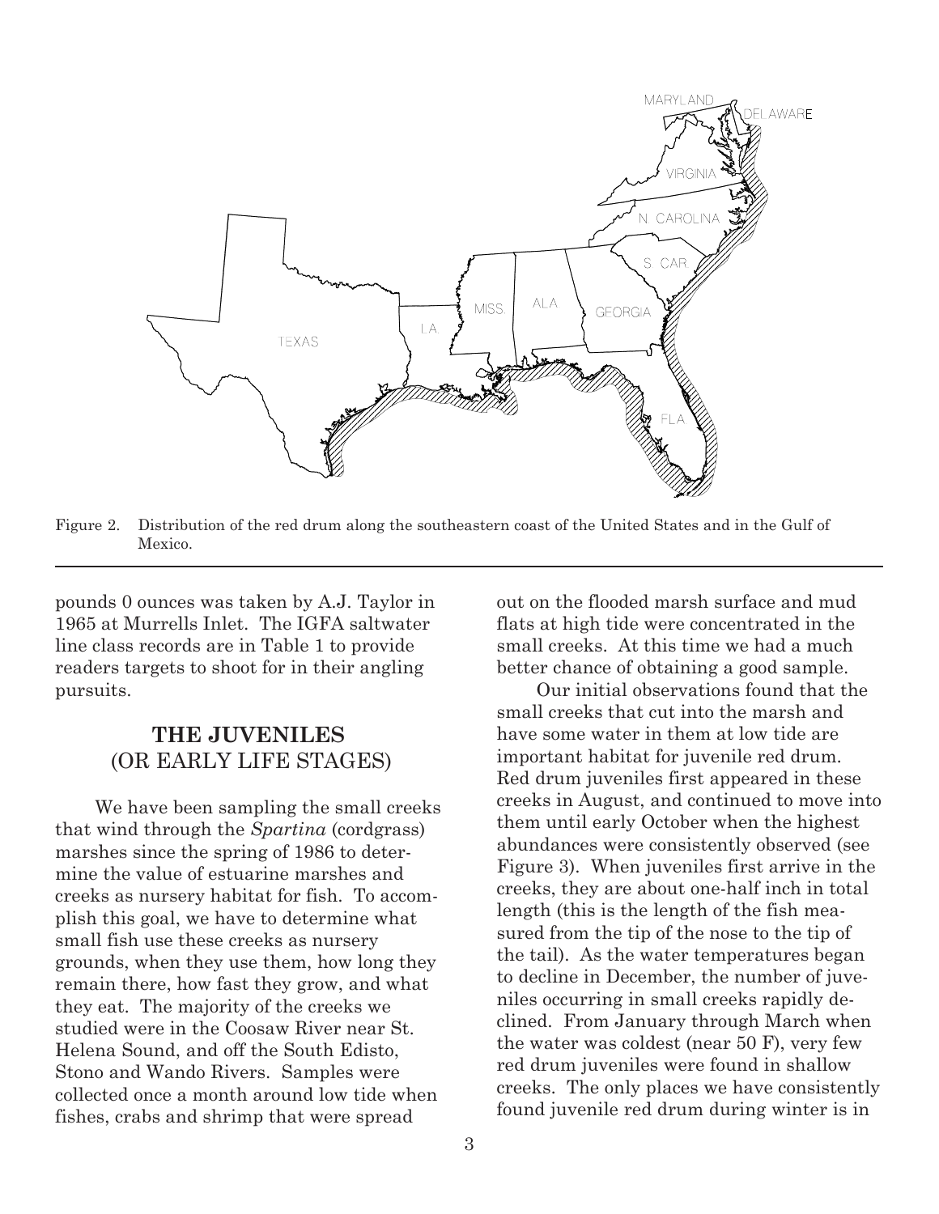Figure 2. Distribution of the red drum along the southeastern coast of the United States and in the Gulf of Mexico.

pounds 0 ounces was taken by A.J. Taylor in 1965 at Murrells Inlet. The IGFA saltwater line class records are in Table 1 to provide readers targets to shoot for in their angling pursuits.

## THE JUVENILES (OR EARLY LIFE STAGES)

We have been sampling the small creeks that wind through the *Spartina* (cordgrass) marshes since the spring of 1986 to determine the value of estuarine marshes and creeks as nursery habitat for fish. To accomplish this goal, we have to determine what small fish use these creeks as nursery grounds, when they use them, how long they remain there, how fast they grow, and what they eat. The majority of the creeks we studied were in the Coosaw River near St. Helena Sound, and off the South Edisto, Stono and Wando Rivers. Samples were collected once a month around low tide when fishes, crabs and shrimp that were spread out on the flooded marsh surface and mud flats at high tide were concentrated in the small creeks. At this time we had a much better chance of obtaining a good sample.

Our initial observations found that the small creeks that cut into the marsh and have some water in them at low tide are important habitat for juvenile red drum. Red drum juveniles first appeared in these creeks in August, and continued to move into them until early October when the highest abundances were consistently observed (see Figure 3). When juveniles first arrive in the creeks, they are about one-half inch in total length (this is the length of the fish measured from the tip of the nose to the tip of the tail). As the water temperatures began to decline in December, the number of juveniles occurring in small creeks rapidly declined. From January through March when the water was coldest (near 50 F), very few red drum juveniles were found in shallow creeks. The only places we have consistently found juvenile red drum during winter is in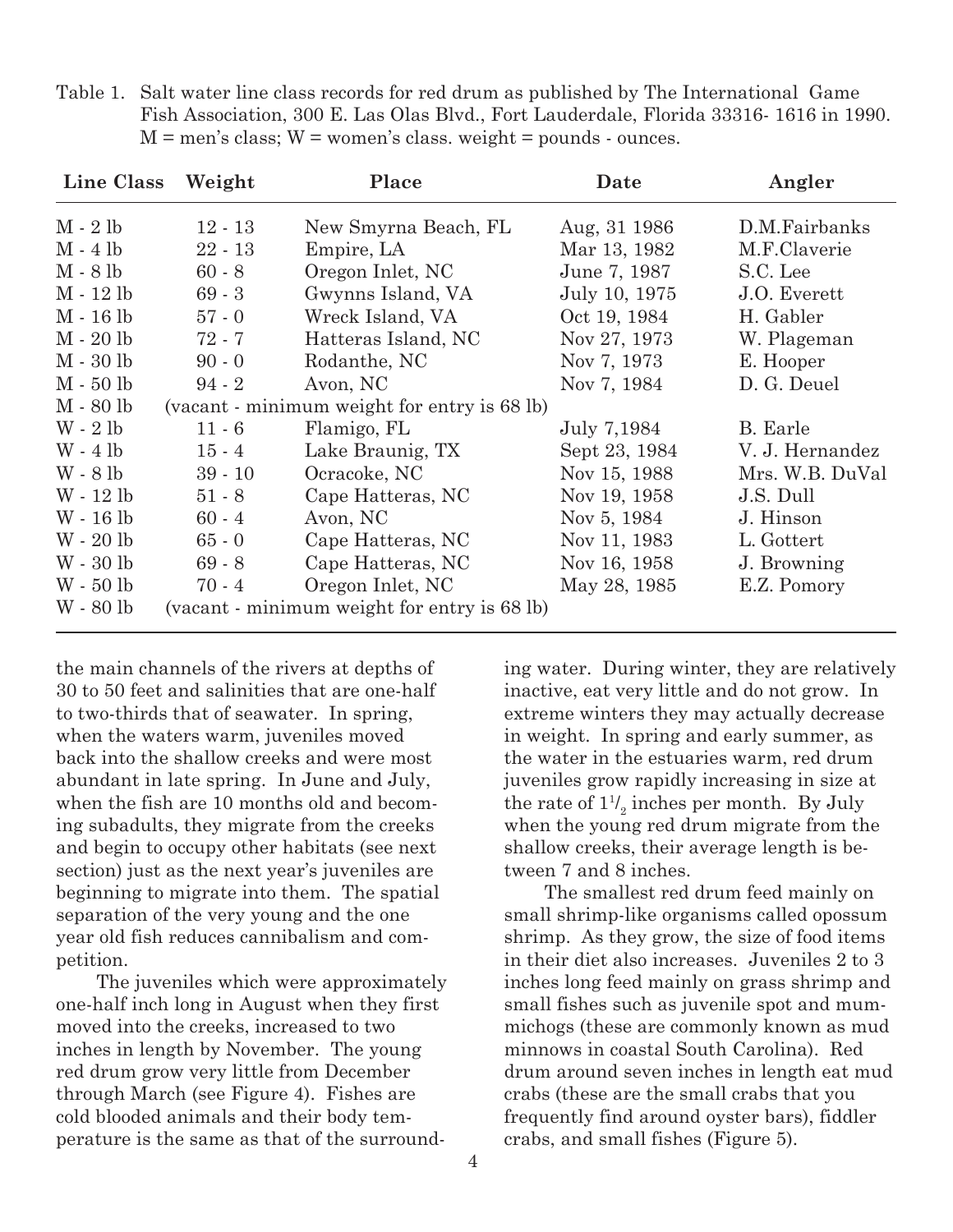Table 1. Salt water line class records for red drum as published by The International Game Fish Association, 300 E. Las Olas Blvd., Fort Lauderdale, Florida 33316- 1616 in 1990. M = men's class; W = women's class. weight = pounds - ounces.

| Line Class | Weight | Place | Date | Angler |
|---|---|---|---|---|
| M - 2 lb | 12 - 13 | New Smyrna Beach, FL | Aug, 31 1986 | D.M.Fairbanks |
| M - 4 lb | 22 - 13 | Empire, LA | Mar 13, 1982 | M.F.Claverie |
| M - 8 lb | 60 - 8 | Oregon Inlet, NC | June 7, 1987 | S.C. Lee |
| M - 12 lb | 69 - 3 | Gwynns Island, VA | July 10, 1975 | J.O. Everett |
| M - 16 lb | 57 - 0 | Wreck Island, VA | Oct 19, 1984 | H. Gabler |
| M - 20 lb | 72 - 7 | Hatteras Island, NC | Nov 27, 1973 | W. Plageman |
| M - 30 lb | 90 - 0 | Rodanthe, NC | Nov 7, 1973 | E. Hooper |
| M - 50 lb | 94 - 2 | Avon, NC | Nov 7, 1984 | D. G. Deuel |
| M - 80 lb | (vacant - minimum weight for entry is 68 lb) | | | |
| W - 2 lb | 11 - 6 | Flamigo, FL | July 7,1984 | B. Earle |
| W - 4 lb | 15 - 4 | Lake Braunig, TX | Sept 23, 1984 | V. J. Hernandez |
| W - 8 lb | 39 - 10 | Ocracoke, NC | Nov 15, 1988 | Mrs. W.B. DuVal |
| W - 12 lb | 51 - 8 | Cape Hatteras, NC | Nov 19, 1958 | J.S. Dull |
| W - 16 lb | 60 - 4 | Avon, NC | Nov 5, 1984 | J. Hinson |
| W - 20 lb | 65 - 0 | Cape Hatteras, NC | Nov 11, 1983 | L. Gottert |
| W - 30 lb | 69 - 8 | Cape Hatteras, NC | Nov 16, 1958 | J. Browning |
| W - 50 lb | 70 - 4 | Oregon Inlet, NC | May 28, 1985 | E.Z. Pomory |
| W - 80 lb | (vacant - minimum weight for entry is 68 lb) | | | |

the main channels of the rivers at depths of 30 to 50 feet and salinities that are one-half to two-thirds that of seawater. In spring, when the waters warm, juveniles moved back into the shallow creeks and were most abundant in late spring. In June and July, when the fish are 10 months old and becoming subadults, they migrate from the creeks and begin to occupy other habitats (see next section) just as the next year's juveniles are beginning to migrate into them. The spatial separation of the very young and the one year old fish reduces cannibalism and competition.

The juveniles which were approximately one-half inch long in August when they first moved into the creeks, increased to two inches in length by November. The young red drum grow very little from December through March (see Figure 4). Fishes are cold blooded animals and their body temperature is the same as that of the surrounding water. During winter, they are relatively inactive, eat very little and do not grow. In extreme winters they may actually decrease in weight. In spring and early summer, as the water in the estuaries warm, red drum juveniles grow rapidly increasing in size at the rate of $1^1/_2$ inches per month. By July when the young red drum migrate from the shallow creeks, their average length is between 7 and 8 inches.

The smallest red drum feed mainly on small shrimp-like organisms called opossum shrimp. As they grow, the size of food items in their diet also increases. Juveniles 2 to 3 inches long feed mainly on grass shrimp and small fishes such as juvenile spot and mummichogs (these are commonly known as mud minnows in coastal South Carolina). Red drum around seven inches in length eat mud crabs (these are the small crabs that you frequently find around oyster bars), fiddler crabs, and small fishes (Figure 5).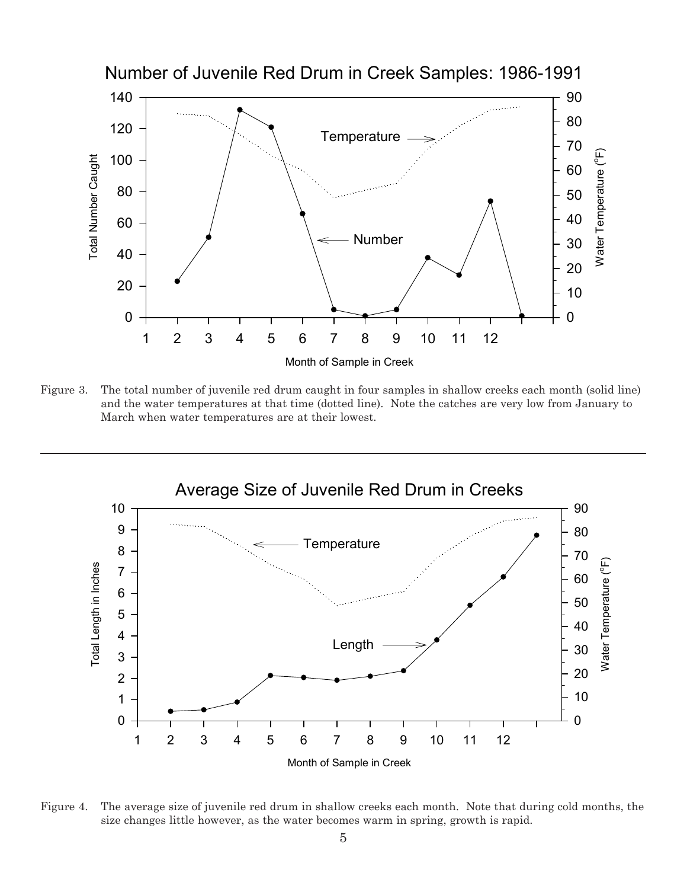Figure 3. The total number of juvenile red drum caught in four samples in shallow creeks each month (solid line) and the water temperatures at that time (dotted line). Note the catches are very low from January to March when water temperatures are at their lowest.

---

Figure 4. The average size of juvenile red drum in shallow creeks each month. Note that during cold months, the size changes little however, as the water becomes warm in spring, growth is rapid.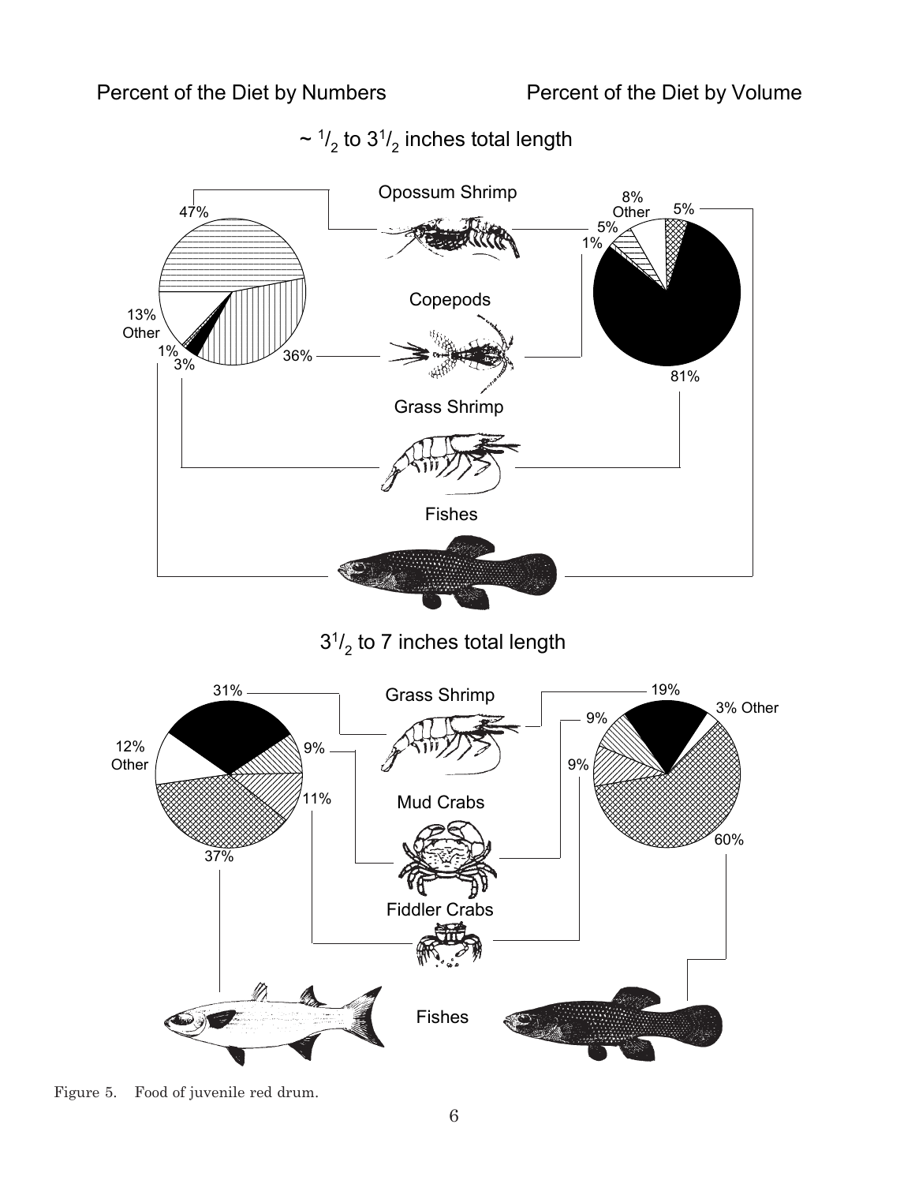Percent of the Diet by Numbers | Percent of the Diet by Volume

~ 1/2 to 3 1/2 inches total length

| Food item | Percent of the Diet by Numbers | Percent of the Diet by Volume |
|---|---|---|
| Opossum Shrimp | 47% | 5% |
| Copepods | 36% | 1% |
| Grass Shrimp | 3% | 81% |
| Fishes | 1% | 5% |
| Other | 13% | 8% |

3 1/2 to 7 inches total length

| Food item | Percent of the Diet by Numbers | Percent of the Diet by Volume |
|---|---|---|
| Grass Shrimp | 31% | 19% |
| Mud Crabs | 9% | 9% |
| Fiddler Crabs | 11% | 9% |
| Fishes | 37% | 60% |
| Other | 12% | 3% |

Figure 5. Food of juvenile red drum.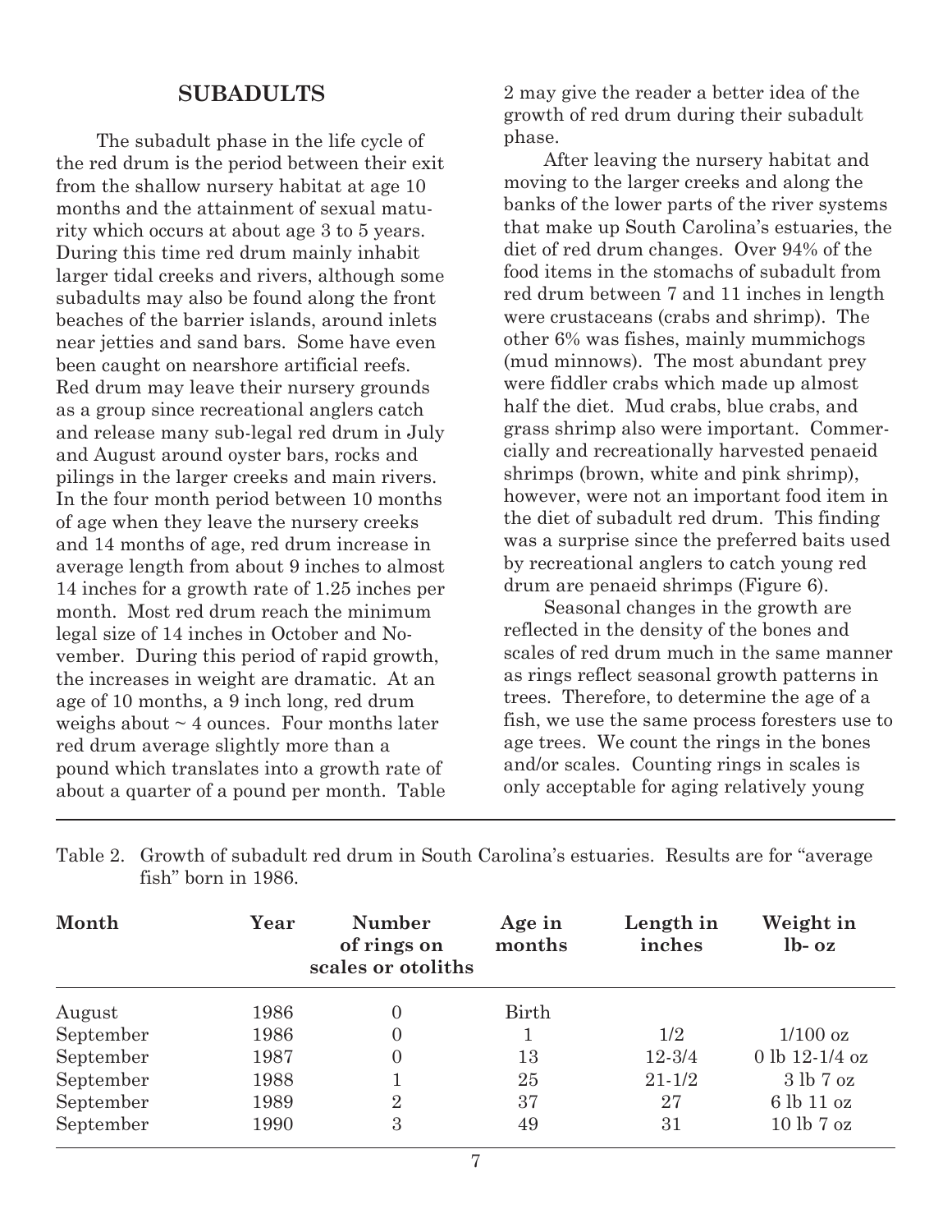## SUBADULTS

The subadult phase in the life cycle of the red drum is the period between their exit from the shallow nursery habitat at age 10 months and the attainment of sexual maturity which occurs at about age 3 to 5 years. During this time red drum mainly inhabit larger tidal creeks and rivers, although some subadults may also be found along the front beaches of the barrier islands, around inlets near jetties and sand bars. Some have even been caught on nearshore artificial reefs. Red drum may leave their nursery grounds as a group since recreational anglers catch and release many sub-legal red drum in July and August around oyster bars, rocks and pilings in the larger creeks and main rivers. In the four month period between 10 months of age when they leave the nursery creeks and 14 months of age, red drum increase in average length from about 9 inches to almost 14 inches for a growth rate of 1.25 inches per month. Most red drum reach the minimum legal size of 14 inches in October and November. During this period of rapid growth, the increases in weight are dramatic. At an age of 10 months, a 9 inch long, red drum weighs about ~ 4 ounces. Four months later red drum average slightly more than a pound which translates into a growth rate of about a quarter of a pound per month. Table 2 may give the reader a better idea of the growth of red drum during their subadult phase.

After leaving the nursery habitat and moving to the larger creeks and along the banks of the lower parts of the river systems that make up South Carolina's estuaries, the diet of red drum changes. Over 94% of the food items in the stomachs of subadult from red drum between 7 and 11 inches in length were crustaceans (crabs and shrimp). The other 6% was fishes, mainly mummichogs (mud minnows). The most abundant prey were fiddler crabs which made up almost half the diet. Mud crabs, blue crabs, and grass shrimp also were important. Commercially and recreationally harvested penaeid shrimps (brown, white and pink shrimp), however, were not an important food item in the diet of subadult red drum. This finding was a surprise since the preferred baits used by recreational anglers to catch young red drum are penaeid shrimps (Figure 6).

Seasonal changes in the growth are reflected in the density of the bones and scales of red drum much in the same manner as rings reflect seasonal growth patterns in trees. Therefore, to determine the age of a fish, we use the same process foresters use to age trees. We count the rings in the bones and/or scales. Counting rings in scales is only acceptable for aging relatively young

Table 2. Growth of subadult red drum in South Carolina's estuaries. Results are for "average fish" born in 1986.

| Month | Year | Number of rings on scales or otoliths | Age in months | Length in inches | Weight in lb- oz |
|---|---|---|---|---|---|
| August | 1986 | 0 | Birth | | |
| September | 1986 | 0 | 1 | 1/2 | 1/100 oz |
| September | 1987 | 0 | 13 | 12-3/4 | 0 lb 12-1/4 oz |
| September | 1988 | 1 | 25 | 21-1/2 | 3 lb 7 oz |
| September | 1989 | 2 | 37 | 27 | 6 lb 11 oz |
| September | 1990 | 3 | 49 | 31 | 10 lb 7 oz |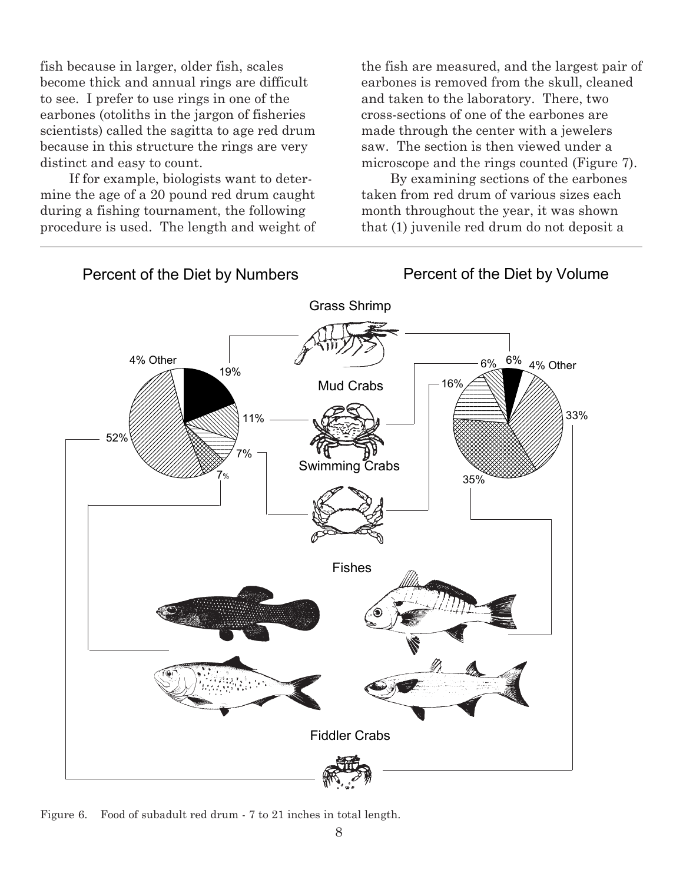fish because in larger, older fish, scales become thick and annual rings are difficult to see. I prefer to use rings in one of the earbones (otoliths in the jargon of fisheries scientists) called the sagitta to age red drum because in this structure the rings are very distinct and easy to count.

If for example, biologists want to determine the age of a 20 pound red drum caught during a fishing tournament, the following procedure is used. The length and weight of the fish are measured, and the largest pair of earbones is removed from the skull, cleaned and taken to the laboratory. There, two cross-sections of one of the earbones are made through the center with a jewelers saw. The section is then viewed under a microscope and the rings counted (Figure 7).

By examining sections of the earbones taken from red drum of various sizes each month throughout the year, it was shown that (1) juvenile red drum do not deposit a

Percent of the Diet by Numbers

Percent of the Diet by Volume

| Food | Percent of the Diet by Numbers | Percent of the Diet by Volume |
| --- | --- | --- |
| Grass Shrimp | 19% | 6% |
| Mud Crabs | 11% | 6% |
| Swimming Crabs | 7% | 16% |
| Fishes | 7% | 35% |
| Fiddler Crabs | 52% | 33% |
| Other | 4% | 4% |

Figure 6. Food of subadult red drum - 7 to 21 inches in total length.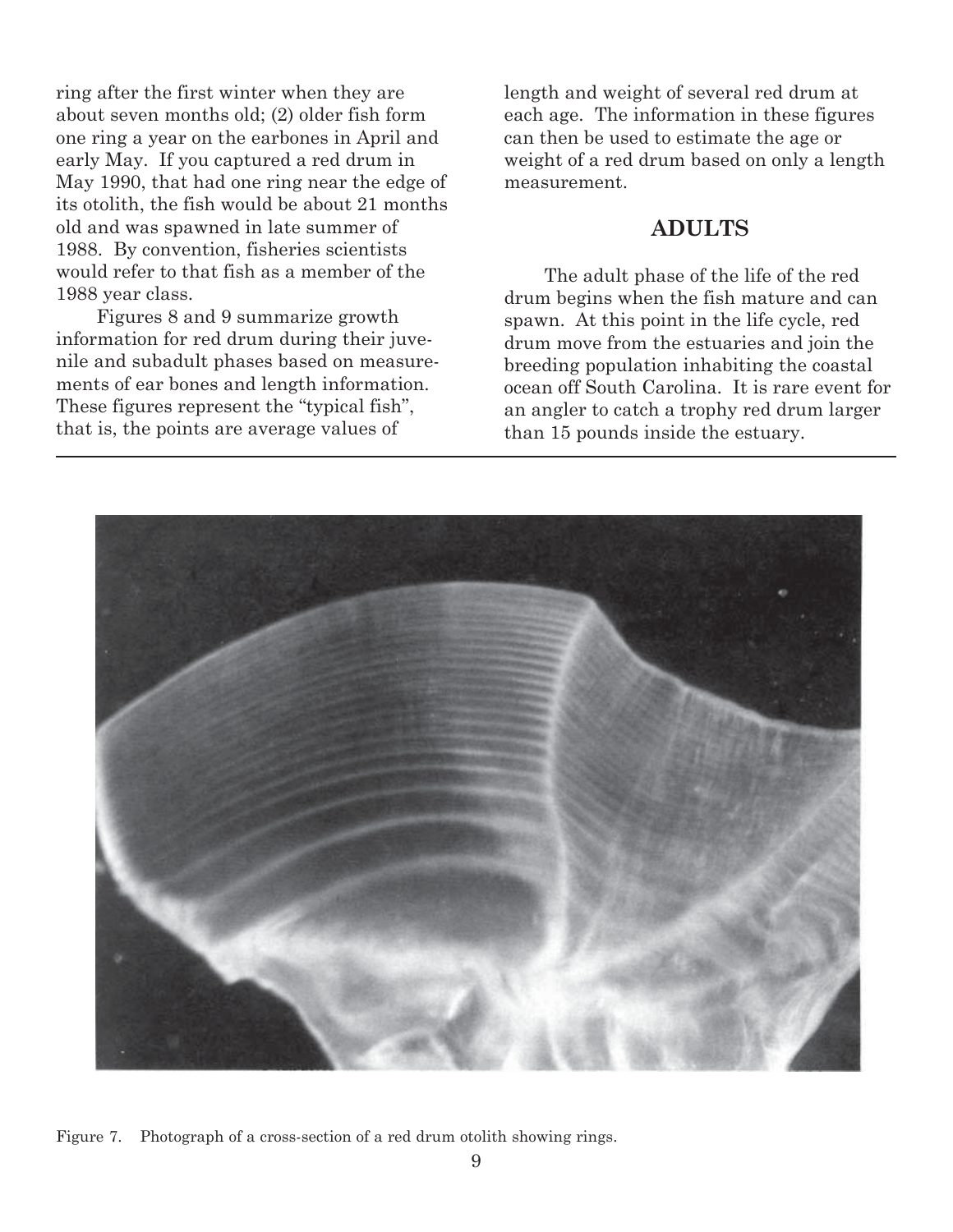ring after the first winter when they are about seven months old; (2) older fish form one ring a year on the earbones in April and early May. If you captured a red drum in May 1990, that had one ring near the edge of its otolith, the fish would be about 21 months old and was spawned in late summer of 1988. By convention, fisheries scientists would refer to that fish as a member of the 1988 year class.

Figures 8 and 9 summarize growth information for red drum during their juvenile and subadult phases based on measurements of ear bones and length information. These figures represent the "typical fish", that is, the points are average values of length and weight of several red drum at each age. The information in these figures can then be used to estimate the age or weight of a red drum based on only a length measurement.

## ADULTS

The adult phase of the life of the red drum begins when the fish mature and can spawn. At this point in the life cycle, red drum move from the estuaries and join the breeding population inhabiting the coastal ocean off South Carolina. It is rare event for an angler to catch a trophy red drum larger than 15 pounds inside the estuary.

Figure 7. Photograph of a cross-section of a red drum otolith showing rings.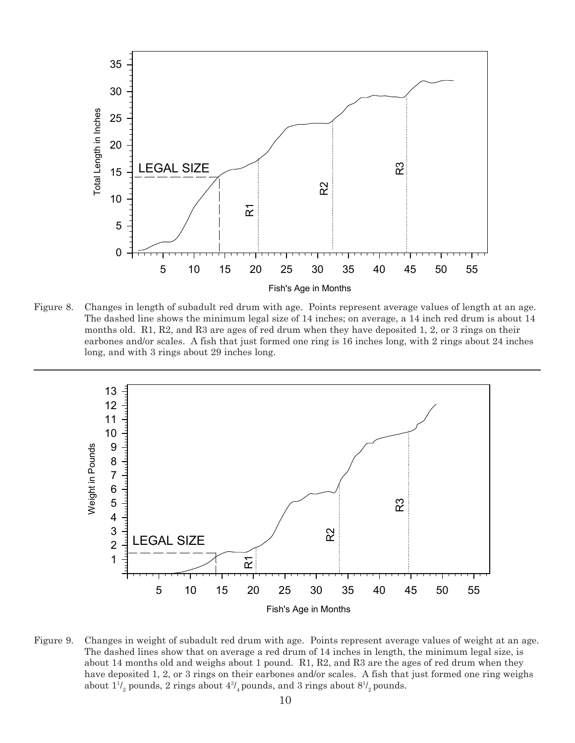Figure 8. Changes in length of subadult red drum with age. Points represent average values of length at an age. The dashed line shows the minimum legal size of 14 inches; on average, a 14 inch red drum is about 14 months old. R1, R2, and R3 are ages of red drum when they have deposited 1, 2, or 3 rings on their earbones and/or scales. A fish that just formed one ring is 16 inches long, with 2 rings about 24 inches long, and with 3 rings about 29 inches long.

---

Figure 9. Changes in weight of subadult red drum with age. Points represent average values of weight at an age. The dashed lines show that on average a red drum of 14 inches in length, the minimum legal size, is about 14 months old and weighs about 1 pound. R1, R2, and R3 are the ages of red drum when they have deposited 1, 2, or 3 rings on their earbones and/or scales. A fish that just formed one ring weighs about $1^1/_2$ pounds, 2 rings about $4^3/_4$ pounds, and 3 rings about $8^1/_2$ pounds.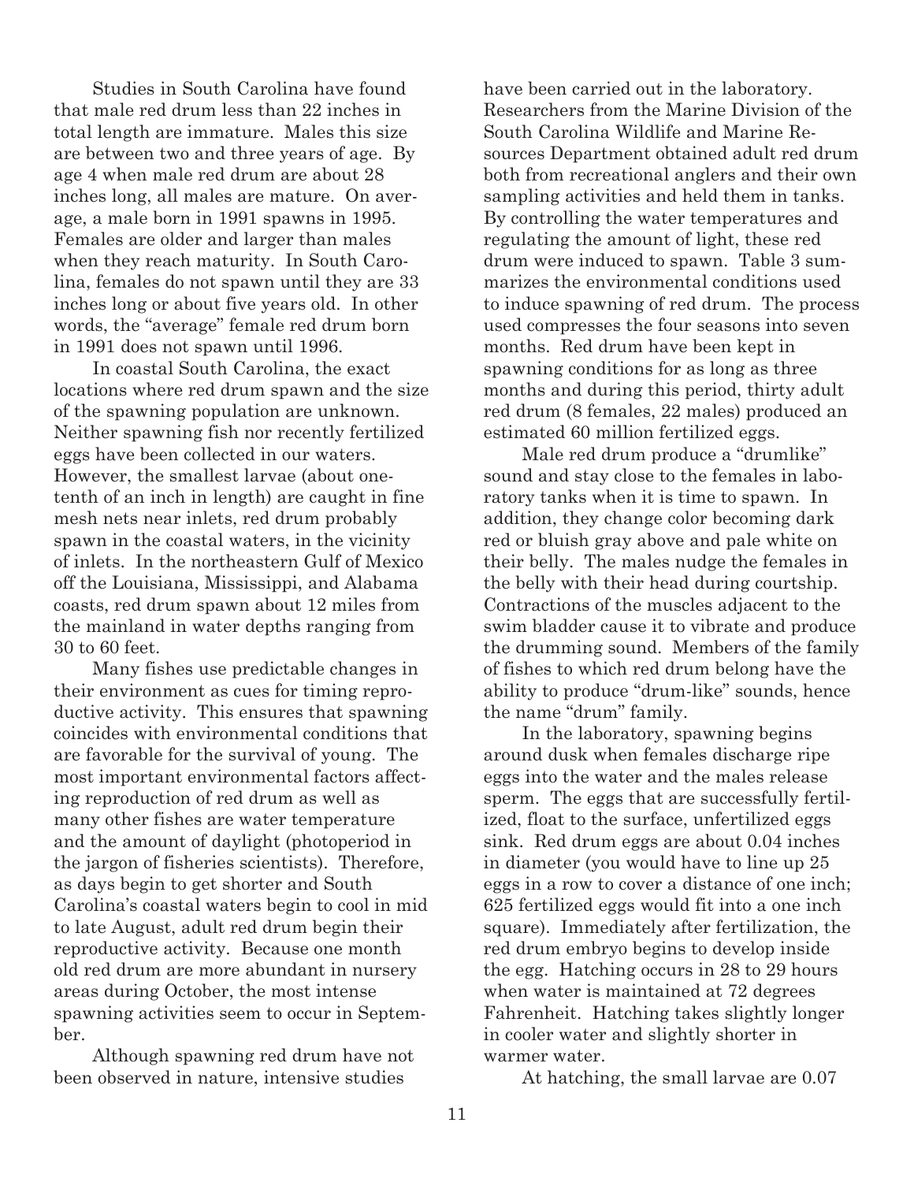Studies in South Carolina have found that male red drum less than 22 inches in total length are immature. Males this size are between two and three years of age. By age 4 when male red drum are about 28 inches long, all males are mature. On average, a male born in 1991 spawns in 1995. Females are older and larger than males when they reach maturity. In South Carolina, females do not spawn until they are 33 inches long or about five years old. In other words, the "average" female red drum born in 1991 does not spawn until 1996.

In coastal South Carolina, the exact locations where red drum spawn and the size of the spawning population are unknown. Neither spawning fish nor recently fertilized eggs have been collected in our waters. However, the smallest larvae (about one-tenth of an inch in length) are caught in fine mesh nets near inlets, red drum probably spawn in the coastal waters, in the vicinity of inlets. In the northeastern Gulf of Mexico off the Louisiana, Mississippi, and Alabama coasts, red drum spawn about 12 miles from the mainland in water depths ranging from 30 to 60 feet.

Many fishes use predictable changes in their environment as cues for timing reproductive activity. This ensures that spawning coincides with environmental conditions that are favorable for the survival of young. The most important environmental factors affecting reproduction of red drum as well as many other fishes are water temperature and the amount of daylight (photoperiod in the jargon of fisheries scientists). Therefore, as days begin to get shorter and South Carolina's coastal waters begin to cool in mid to late August, adult red drum begin their reproductive activity. Because one month old red drum are more abundant in nursery areas during October, the most intense spawning activities seem to occur in September.

Although spawning red drum have not been observed in nature, intensive studies have been carried out in the laboratory. Researchers from the Marine Division of the South Carolina Wildlife and Marine Resources Department obtained adult red drum both from recreational anglers and their own sampling activities and held them in tanks. By controlling the water temperatures and regulating the amount of light, these red drum were induced to spawn. Table 3 summarizes the environmental conditions used to induce spawning of red drum. The process used compresses the four seasons into seven months. Red drum have been kept in spawning conditions for as long as three months and during this period, thirty adult red drum (8 females, 22 males) produced an estimated 60 million fertilized eggs.

Male red drum produce a "drumlike" sound and stay close to the females in laboratory tanks when it is time to spawn. In addition, they change color becoming dark red or bluish gray above and pale white on their belly. The males nudge the females in the belly with their head during courtship. Contractions of the muscles adjacent to the swim bladder cause it to vibrate and produce the drumming sound. Members of the family of fishes to which red drum belong have the ability to produce "drum-like" sounds, hence the name "drum" family.

In the laboratory, spawning begins around dusk when females discharge ripe eggs into the water and the males release sperm. The eggs that are successfully fertilized, float to the surface, unfertilized eggs sink. Red drum eggs are about 0.04 inches in diameter (you would have to line up 25 eggs in a row to cover a distance of one inch; 625 fertilized eggs would fit into a one inch square). Immediately after fertilization, the red drum embryo begins to develop inside the egg. Hatching occurs in 28 to 29 hours when water is maintained at 72 degrees Fahrenheit. Hatching takes slightly longer in cooler water and slightly shorter in warmer water.

At hatching, the small larvae are 0.07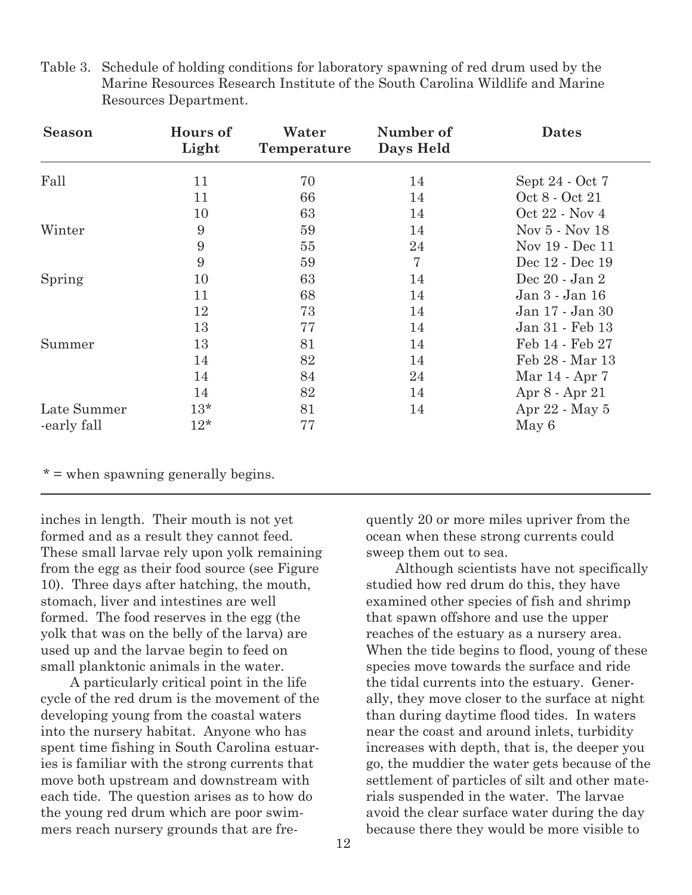Table 3. Schedule of holding conditions for laboratory spawning of red drum used by the Marine Resources Research Institute of the South Carolina Wildlife and Marine Resources Department.

| Season | Hours of Light | Water Temperature | Number of Days Held | Dates |
|---|---|---|---|---|
| Fall | 11 | 70 | 14 | Sept 24 - Oct 7 |
| | 11 | 66 | 14 | Oct 8 - Oct 21 |
| | 10 | 63 | 14 | Oct 22 - Nov 4 |
| Winter | 9 | 59 | 14 | Nov 5 - Nov 18 |
| | 9 | 55 | 24 | Nov 19 - Dec 11 |
| | 9 | 59 | 7 | Dec 12 - Dec 19 |
| Spring | 10 | 63 | 14 | Dec 20 - Jan 2 |
| | 11 | 68 | 14 | Jan 3 - Jan 16 |
| | 12 | 73 | 14 | Jan 17 - Jan 30 |
| | 13 | 77 | 14 | Jan 31 - Feb 13 |
| Summer | 13 | 81 | 14 | Feb 14 - Feb 27 |
| | 14 | 82 | 14 | Feb 28 - Mar 13 |
| | 14 | 84 | 24 | Mar 14 - Apr 7 |
| | 14 | 82 | 14 | Apr 8 - Apr 21 |
| Late Summer | 13* | 81 | 14 | Apr 22 - May 5 |
| -early fall | 12* | 77 | | May 6 |

* = when spawning generally begins.

inches in length. Their mouth is not yet formed and as a result they cannot feed. These small larvae rely upon yolk remaining from the egg as their food source (see Figure 10). Three days after hatching, the mouth, stomach, liver and intestines are well formed. The food reserves in the egg (the yolk that was on the belly of the larva) are used up and the larvae begin to feed on small planktonic animals in the water.

A particularly critical point in the life cycle of the red drum is the movement of the developing young from the coastal waters into the nursery habitat. Anyone who has spent time fishing in South Carolina estuaries is familiar with the strong currents that move both upstream and downstream with each tide. The question arises as to how do the young red drum which are poor swimmers reach nursery grounds that are frequently 20 or more miles upriver from the ocean when these strong currents could sweep them out to sea.

Although scientists have not specifically studied how red drum do this, they have examined other species of fish and shrimp that spawn offshore and use the upper reaches of the estuary as a nursery area. When the tide begins to flood, young of these species move towards the surface and ride the tidal currents into the estuary. Generally, they move closer to the surface at night than during daytime flood tides. In waters near the coast and around inlets, turbidity increases with depth, that is, the deeper you go, the muddier the water gets because of the settlement of particles of silt and other materials suspended in the water. The larvae avoid the clear surface water during the day because there they would be more visible to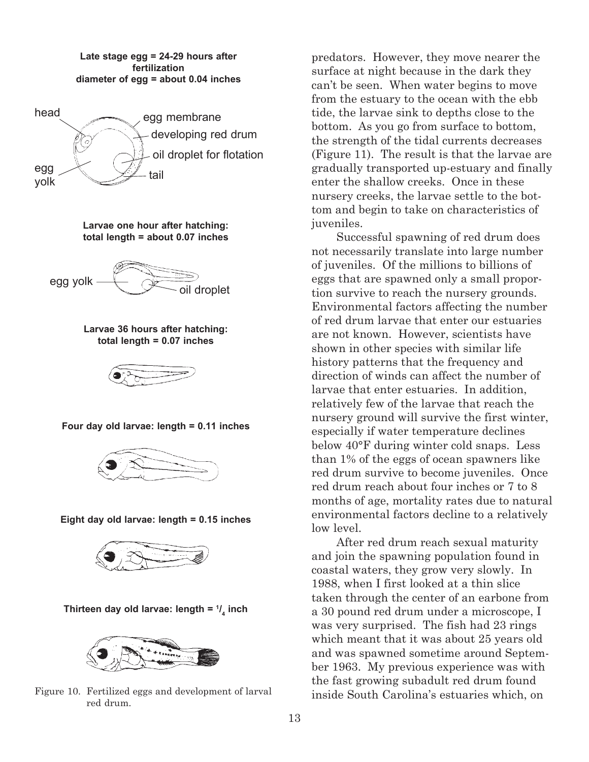**Late stage egg = 24-29 hours after fertilization**
**diameter of egg = about 0.04 inches**

head, egg membrane, developing red drum, oil droplet for flotation, egg yolk, tail

**Larvae one hour after hatching: total length = about 0.07 inches**

egg yolk, oil droplet

**Larvae 36 hours after hatching: total length = 0.07 inches**

**Four day old larvae: length = 0.11 inches**

**Eight day old larvae: length = 0.15 inches**

**Thirteen day old larvae: length = 1/4 inch**

Figure 10. Fertilized eggs and development of larval red drum.

predators. However, they move nearer the surface at night because in the dark they can't be seen. When water begins to move from the estuary to the ocean with the ebb tide, the larvae sink to depths close to the bottom. As you go from surface to bottom, the strength of the tidal currents decreases (Figure 11). The result is that the larvae are gradually transported up-estuary and finally enter the shallow creeks. Once in these nursery creeks, the larvae settle to the bottom and begin to take on characteristics of juveniles.

Successful spawning of red drum does not necessarily translate into large number of juveniles. Of the millions to billions of eggs that are spawned only a small proportion survive to reach the nursery grounds. Environmental factors affecting the number of red drum larvae that enter our estuaries are not known. However, scientists have shown in other species with similar life history patterns that the frequency and direction of winds can affect the number of larvae that enter estuaries. In addition, relatively few of the larvae that reach the nursery ground will survive the first winter, especially if water temperature declines below 40°F during winter cold snaps. Less than 1% of the eggs of ocean spawners like red drum survive to become juveniles. Once red drum reach about four inches or 7 to 8 months of age, mortality rates due to natural environmental factors decline to a relatively low level.

After red drum reach sexual maturity and join the spawning population found in coastal waters, they grow very slowly. In 1988, when I first looked at a thin slice taken through the center of an earbone from a 30 pound red drum under a microscope, I was very surprised. The fish had 23 rings which meant that it was about 25 years old and was spawned sometime around September 1963. My previous experience was with the fast growing subadult red drum found inside South Carolina's estuaries which, on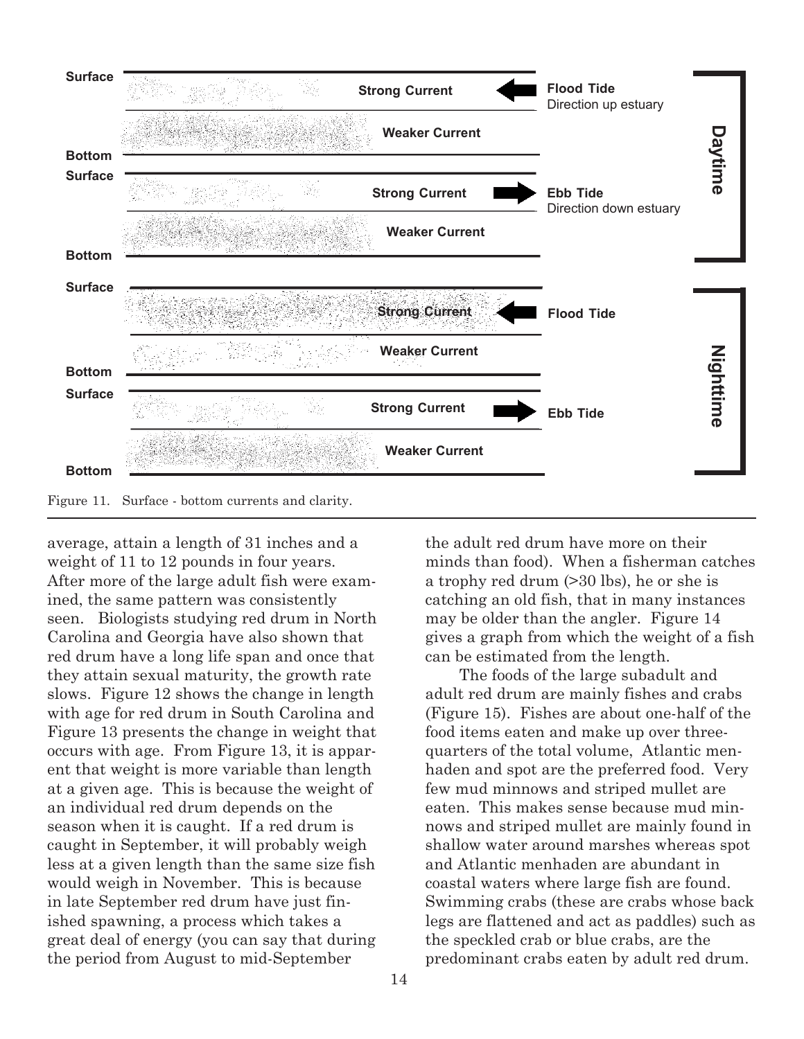Figure 11. Surface - bottom currents and clarity.

average, attain a length of 31 inches and a weight of 11 to 12 pounds in four years. After more of the large adult fish were examined, the same pattern was consistently seen. Biologists studying red drum in North Carolina and Georgia have also shown that red drum have a long life span and once that they attain sexual maturity, the growth rate slows. Figure 12 shows the change in length with age for red drum in South Carolina and Figure 13 presents the change in weight that occurs with age. From Figure 13, it is apparent that weight is more variable than length at a given age. This is because the weight of an individual red drum depends on the season when it is caught. If a red drum is caught in September, it will probably weigh less at a given length than the same size fish would weigh in November. This is because in late September red drum have just finished spawning, a process which takes a great deal of energy (you can say that during the period from August to mid-September the adult red drum have more on their minds than food). When a fisherman catches a trophy red drum (>30 lbs), he or she is catching an old fish, that in many instances may be older than the angler. Figure 14 gives a graph from which the weight of a fish can be estimated from the length.

The foods of the large subadult and adult red drum are mainly fishes and crabs (Figure 15). Fishes are about one-half of the food items eaten and make up over three-quarters of the total volume, Atlantic menhaden and spot are the preferred food. Very few mud minnows and striped mullet are eaten. This makes sense because mud minnows and striped mullet are mainly found in shallow water around marshes whereas spot and Atlantic menhaden are abundant in coastal waters where large fish are found. Swimming crabs (these are crabs whose back legs are flattened and act as paddles) such as the speckled crab or blue crabs, are the predominant crabs eaten by adult red drum.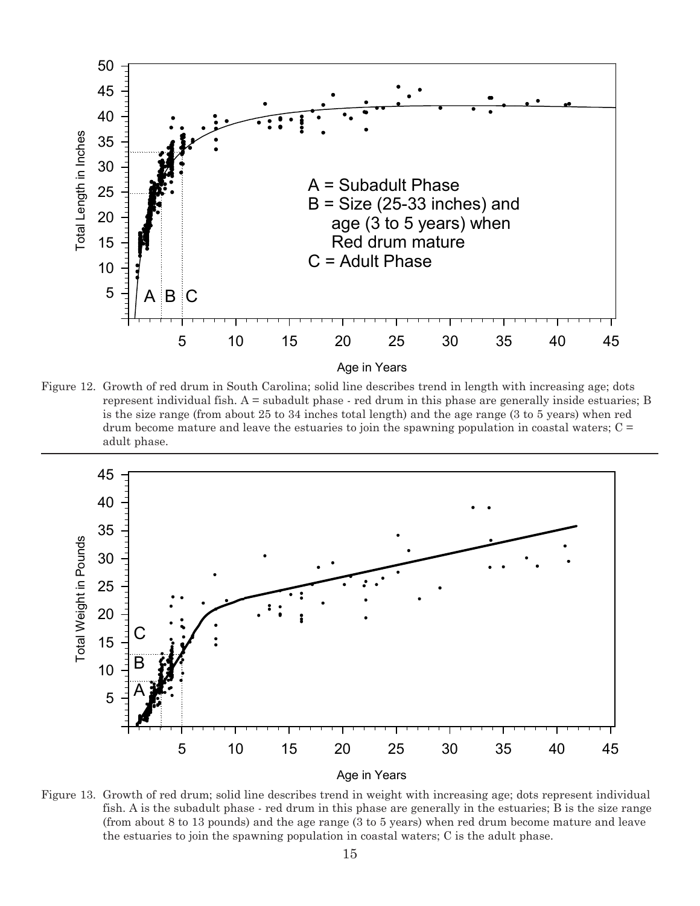Figure 12. Growth of red drum in South Carolina; solid line describes trend in length with increasing age; dots represent individual fish. A = subadult phase - red drum in this phase are generally inside estuaries; B is the size range (from about 25 to 34 inches total length) and the age range (3 to 5 years) when red drum become mature and leave the estuaries to join the spawning population in coastal waters; C = adult phase.

Figure 13. Growth of red drum; solid line describes trend in weight with increasing age; dots represent individual fish. A is the subadult phase - red drum in this phase are generally in the estuaries; B is the size range (from about 8 to 13 pounds) and the age range (3 to 5 years) when red drum become mature and leave the estuaries to join the spawning population in coastal waters; C is the adult phase.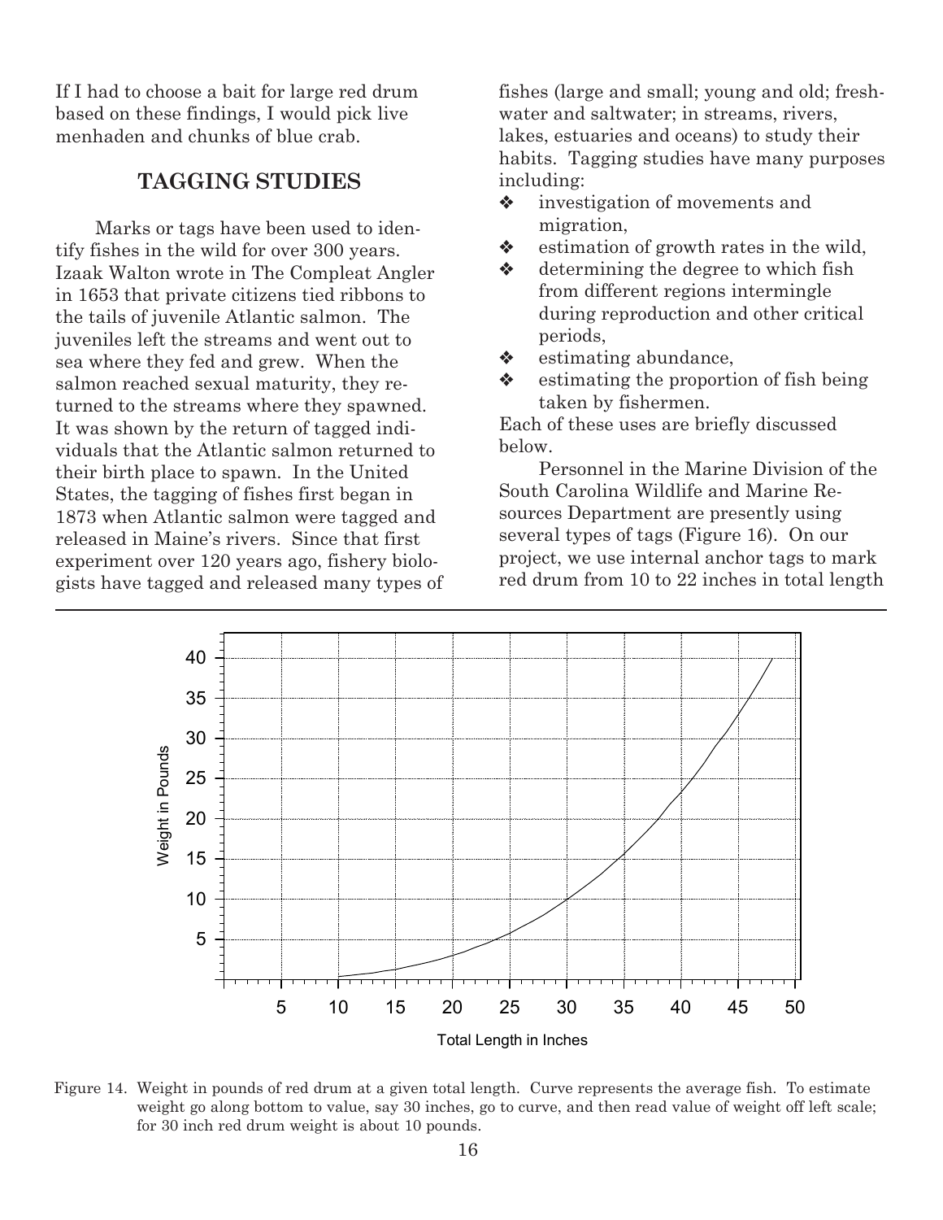If I had to choose a bait for large red drum based on these findings, I would pick live menhaden and chunks of blue crab.

## TAGGING STUDIES

Marks or tags have been used to identify fishes in the wild for over 300 years. Izaak Walton wrote in The Compleat Angler in 1653 that private citizens tied ribbons to the tails of juvenile Atlantic salmon. The juveniles left the streams and went out to sea where they fed and grew. When the salmon reached sexual maturity, they returned to the streams where they spawned. It was shown by the return of tagged individuals that the Atlantic salmon returned to their birth place to spawn. In the United States, the tagging of fishes first began in 1873 when Atlantic salmon were tagged and released in Maine's rivers. Since that first experiment over 120 years ago, fishery biologists have tagged and released many types of fishes (large and small; young and old; freshwater and saltwater; in streams, rivers, lakes, estuaries and oceans) to study their habits. Tagging studies have many purposes including:

- investigation of movements and migration,
- estimation of growth rates in the wild,
- determining the degree to which fish from different regions intermingle during reproduction and other critical periods,
- estimating abundance,
- estimating the proportion of fish being taken by fishermen.

Each of these uses are briefly discussed below.

Personnel in the Marine Division of the South Carolina Wildlife and Marine Resources Department are presently using several types of tags (Figure 16). On our project, we use internal anchor tags to mark red drum from 10 to 22 inches in total length

Figure 14. Weight in pounds of red drum at a given total length. Curve represents the average fish. To estimate weight go along bottom to value, say 30 inches, go to curve, and then read value of weight off left scale; for 30 inch red drum weight is about 10 pounds.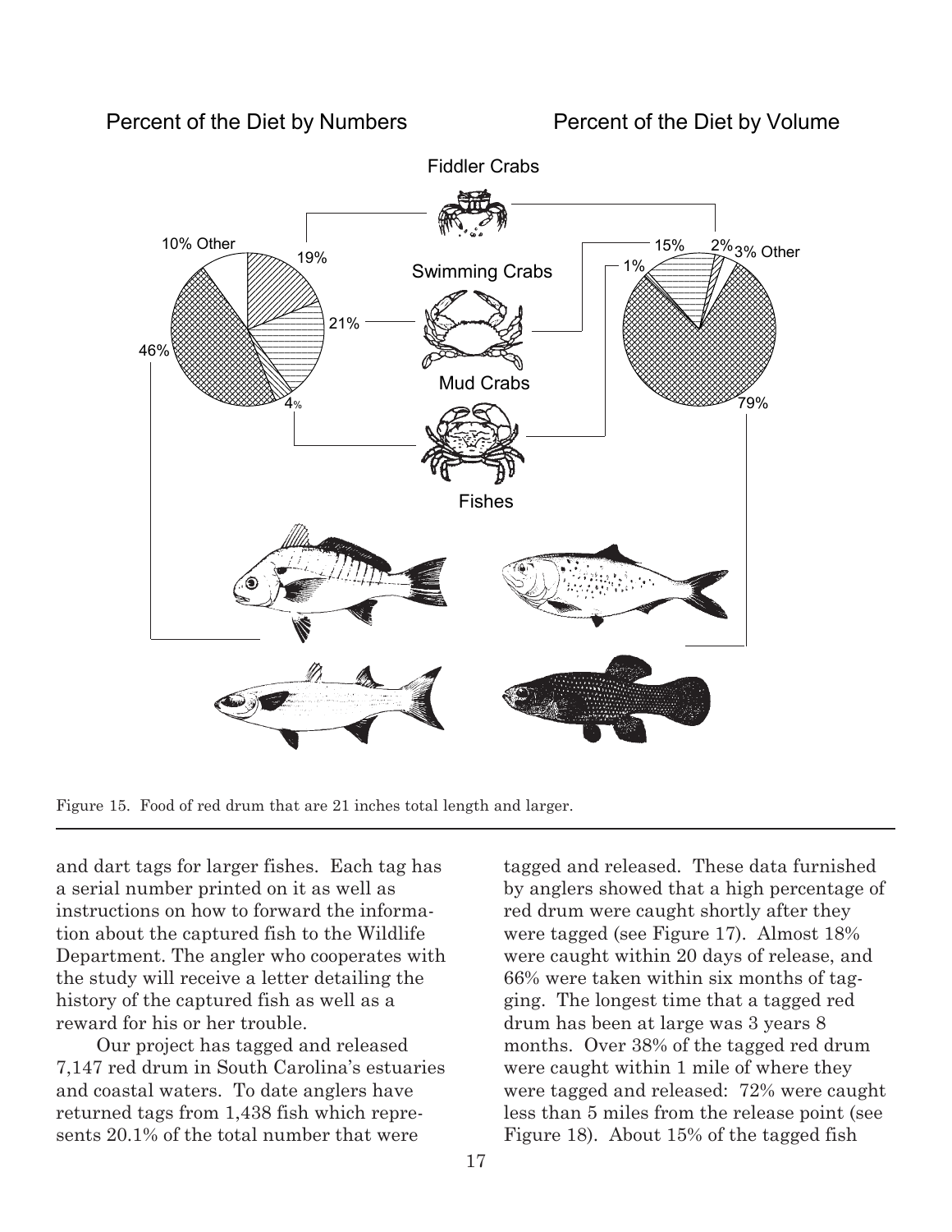Percent of the Diet by Numbers

Percent of the Diet by Volume

Fiddler Crabs

Swimming Crabs

Mud Crabs

Fishes

10% Other, 19%, 21%, 46%, 4%

15%, 2%, 3% Other, 1%, 79%

Figure 15. Food of red drum that are 21 inches total length and larger.

---

and dart tags for larger fishes. Each tag has a serial number printed on it as well as instructions on how to forward the information about the captured fish to the Wildlife Department. The angler who cooperates with the study will receive a letter detailing the history of the captured fish as well as a reward for his or her trouble.

Our project has tagged and released 7,147 red drum in South Carolina's estuaries and coastal waters. To date anglers have returned tags from 1,438 fish which represents 20.1% of the total number that were tagged and released. These data furnished by anglers showed that a high percentage of red drum were caught shortly after they were tagged (see Figure 17). Almost 18% were caught within 20 days of release, and 66% were taken within six months of tagging. The longest time that a tagged red drum has been at large was 3 years 8 months. Over 38% of the tagged red drum were caught within 1 mile of where they were tagged and released: 72% were caught less than 5 miles from the release point (see Figure 18). About 15% of the tagged fish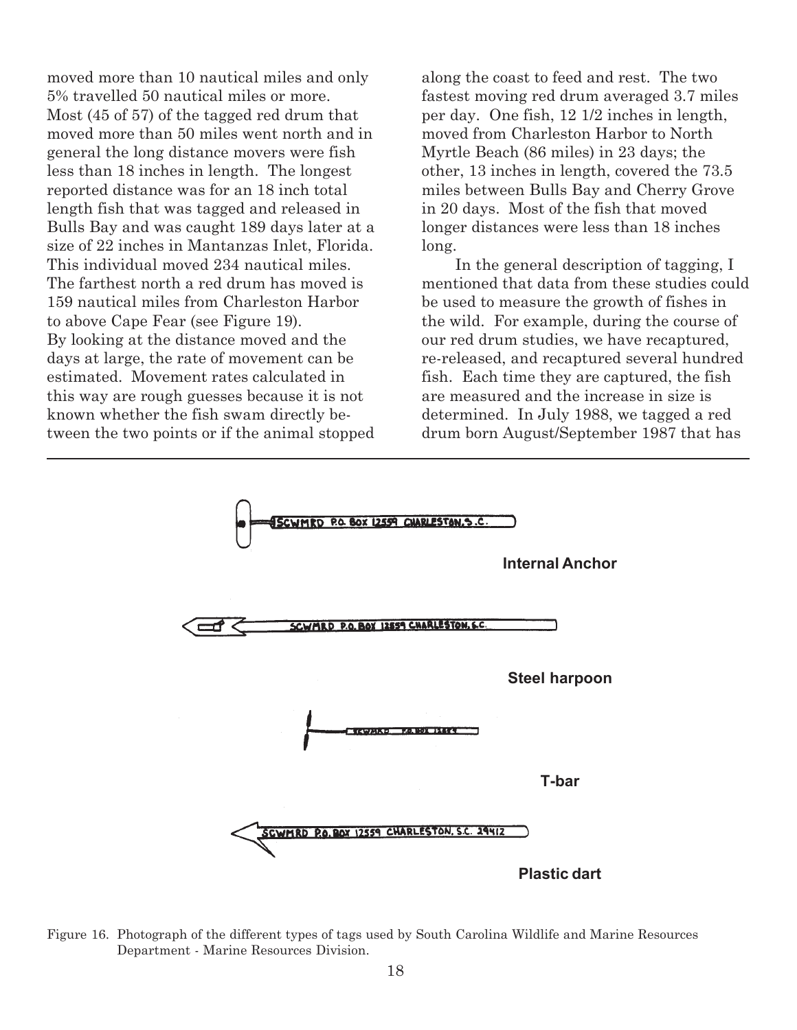moved more than 10 nautical miles and only 5% travelled 50 nautical miles or more. Most (45 of 57) of the tagged red drum that moved more than 50 miles went north and in general the long distance movers were fish less than 18 inches in length. The longest reported distance was for an 18 inch total length fish that was tagged and released in Bulls Bay and was caught 189 days later at a size of 22 inches in Mantanzas Inlet, Florida. This individual moved 234 nautical miles. The farthest north a red drum has moved is 159 nautical miles from Charleston Harbor to above Cape Fear (see Figure 19). By looking at the distance moved and the days at large, the rate of movement can be estimated. Movement rates calculated in this way are rough guesses because it is not known whether the fish swam directly between the two points or if the animal stopped along the coast to feed and rest. The two fastest moving red drum averaged 3.7 miles per day. One fish, 12 1/2 inches in length, moved from Charleston Harbor to North Myrtle Beach (86 miles) in 23 days; the other, 13 inches in length, covered the 73.5 miles between Bulls Bay and Cherry Grove in 20 days. Most of the fish that moved longer distances were less than 18 inches long.

In the general description of tagging, I mentioned that data from these studies could be used to measure the growth of fishes in the wild. For example, during the course of our red drum studies, we have recaptured, re-released, and recaptured several hundred fish. Each time they are captured, the fish are measured and the increase in size is determined. In July 1988, we tagged a red drum born August/September 1987 that has

SCWMRD P.O. BOX 12559 CHARLESTON, S.C.

**Internal Anchor**

SCWMRD P.O. BOX 12559 CHARLESTON, S.C.

**Steel harpoon**

SCWMRD P.O. BOX 12559

**T-bar**

SCWMRD P.O. BOX 12559 CHARLESTON, S.C. 29412

**Plastic dart**

Figure 16. Photograph of the different types of tags used by South Carolina Wildlife and Marine Resources Department - Marine Resources Division.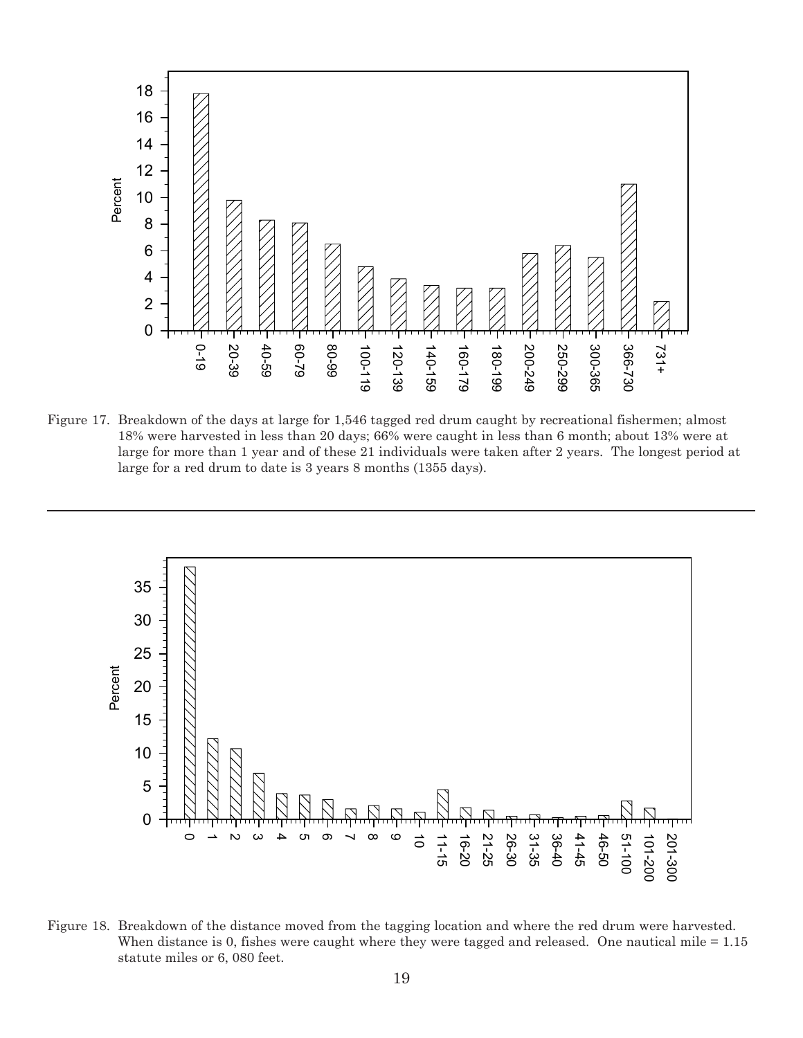Figure 17. Breakdown of the days at large for 1,546 tagged red drum caught by recreational fishermen; almost 18% were harvested in less than 20 days; 66% were caught in less than 6 month; about 13% were at large for more than 1 year and of these 21 individuals were taken after 2 years. The longest period at large for a red drum to date is 3 years 8 months (1355 days).

---

Figure 18. Breakdown of the distance moved from the tagging location and where the red drum were harvested. When distance is 0, fishes were caught where they were tagged and released. One nautical mile = 1.15 statute miles or 6, 080 feet.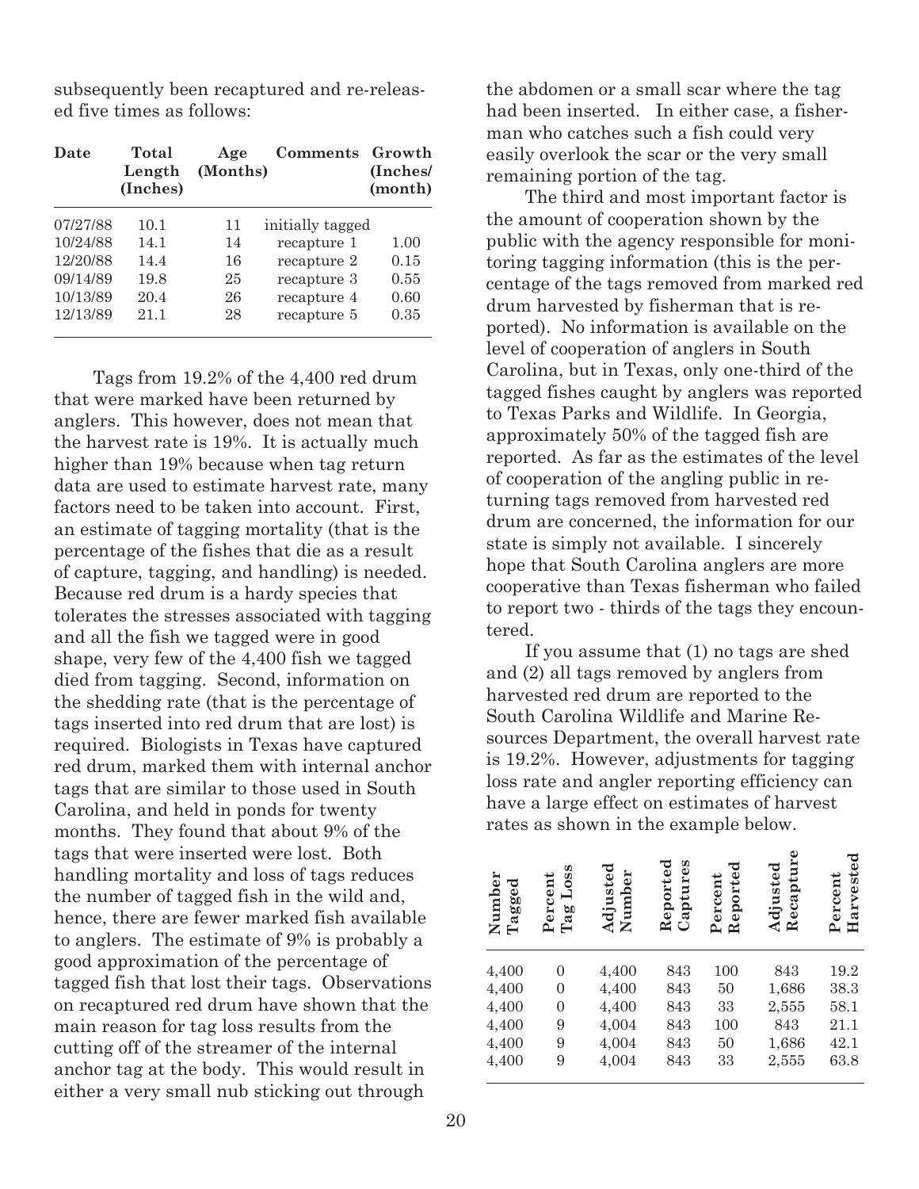subsequently been recaptured and re-released five times as follows:

| Date | Total Length (Inches) | Age (Months) | Comments | Growth (Inches/ (month) |
|---|---|---|---|---|
| 07/27/88 | 10.1 | 11 | initially tagged | |
| 10/24/88 | 14.1 | 14 | recapture 1 | 1.00 |
| 12/20/88 | 14.4 | 16 | recapture 2 | 0.15 |
| 09/14/89 | 19.8 | 25 | recapture 3 | 0.55 |
| 10/13/89 | 20.4 | 26 | recapture 4 | 0.60 |
| 12/13/89 | 21.1 | 28 | recapture 5 | 0.35 |

Tags from 19.2% of the 4,400 red drum that were marked have been returned by anglers. This however, does not mean that the harvest rate is 19%. It is actually much higher than 19% because when tag return data are used to estimate harvest rate, many factors need to be taken into account. First, an estimate of tagging mortality (that is the percentage of the fishes that die as a result of capture, tagging, and handling) is needed. Because red drum is a hardy species that tolerates the stresses associated with tagging and all the fish we tagged were in good shape, very few of the 4,400 fish we tagged died from tagging. Second, information on the shedding rate (that is the percentage of tags inserted into red drum that are lost) is required. Biologists in Texas have captured red drum, marked them with internal anchor tags that are similar to those used in South Carolina, and held in ponds for twenty months. They found that about 9% of the tags that were inserted were lost. Both handling mortality and loss of tags reduces the number of tagged fish in the wild and, hence, there are fewer marked fish available to anglers. The estimate of 9% is probably a good approximation of the percentage of tagged fish that lost their tags. Observations on recaptured red drum have shown that the main reason for tag loss results from the cutting off of the streamer of the internal anchor tag at the body. This would result in either a very small nub sticking out through the abdomen or a small scar where the tag had been inserted. In either case, a fisherman who catches such a fish could very easily overlook the scar or the very small remaining portion of the tag.

The third and most important factor is the amount of cooperation shown by the public with the agency responsible for monitoring tagging information (this is the percentage of the tags removed from marked red drum harvested by fisherman that is reported). No information is available on the level of cooperation of anglers in South Carolina, but in Texas, only one-third of the tagged fishes caught by anglers was reported to Texas Parks and Wildlife. In Georgia, approximately 50% of the tagged fish are reported. As far as the estimates of the level of cooperation of the angling public in returning tags removed from harvested red drum are concerned, the information for our state is simply not available. I sincerely hope that South Carolina anglers are more cooperative than Texas fisherman who failed to report two - thirds of the tags they encountered.

If you assume that (1) no tags are shed and (2) all tags removed by anglers from harvested red drum are reported to the South Carolina Wildlife and Marine Resources Department, the overall harvest rate is 19.2%. However, adjustments for tagging loss rate and angler reporting efficiency can have a large effect on estimates of harvest rates as shown in the example below.

| Number Tagged | Percent Tag Loss | Adjusted Number | Reported Captures | Percent Reported | Adjusted Recapture | Percent Harvested |
|---|---|---|---|---|---|---|
| 4,400 | 0 | 4,400 | 843 | 100 | 843 | 19.2 |
| 4,400 | 0 | 4,400 | 843 | 50 | 1,686 | 38.3 |
| 4,400 | 0 | 4,400 | 843 | 33 | 2,555 | 58.1 |
| 4,400 | 9 | 4,004 | 843 | 100 | 843 | 21.1 |
| 4,400 | 9 | 4,004 | 843 | 50 | 1,686 | 42.1 |
| 4,400 | 9 | 4,004 | 843 | 33 | 2,555 | 63.8 |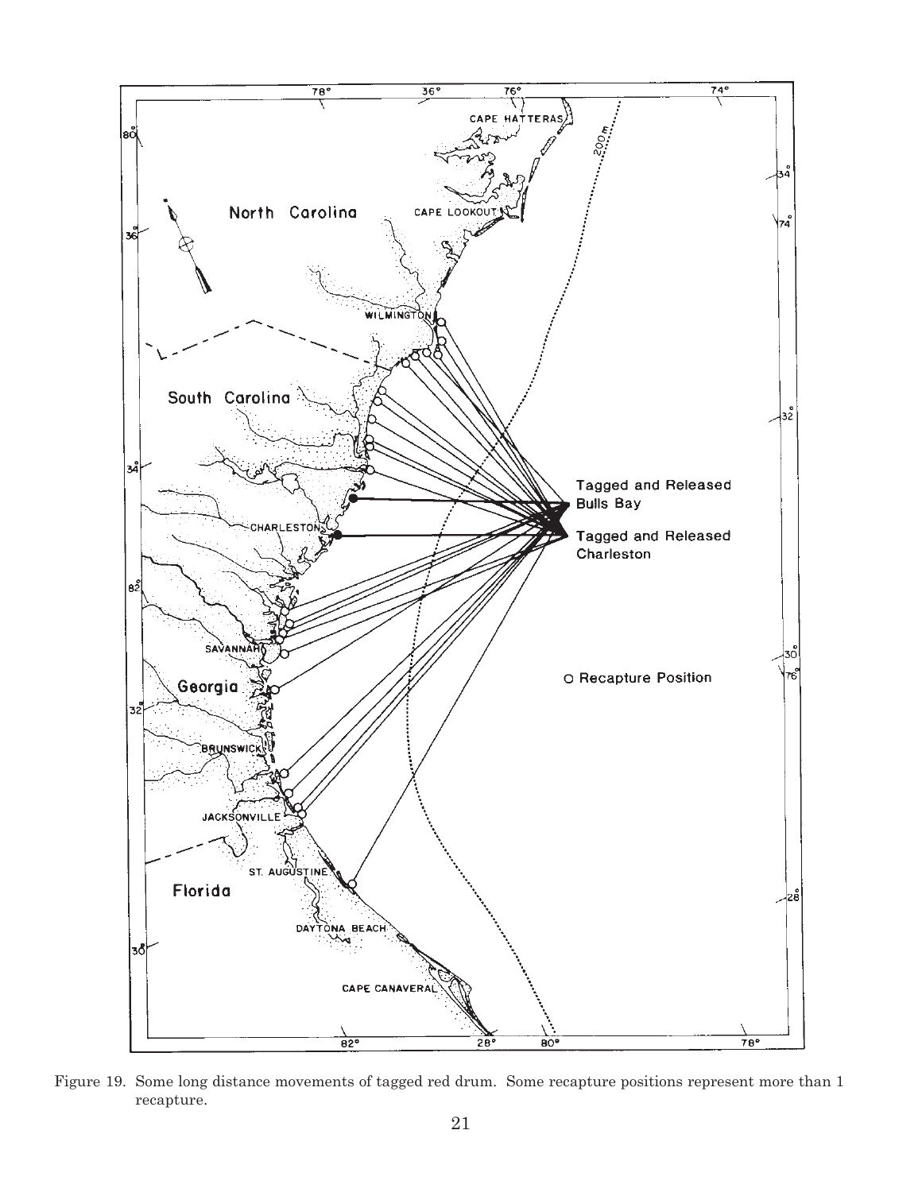Figure 19. Some long distance movements of tagged red drum. Some recapture positions represent more than 1 recapture.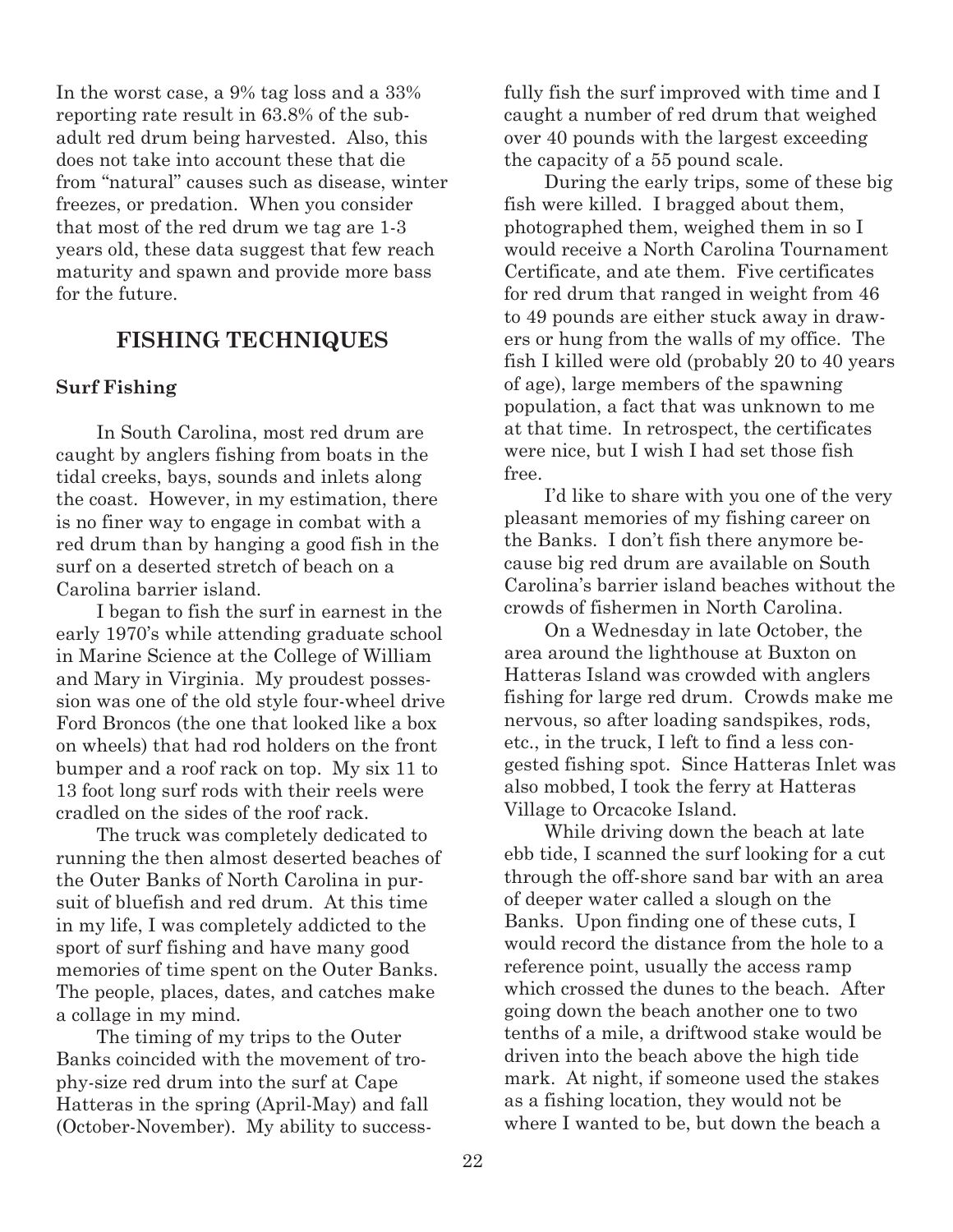In the worst case, a 9% tag loss and a 33% reporting rate result in 63.8% of the sub-adult red drum being harvested. Also, this does not take into account these that die from "natural" causes such as disease, winter freezes, or predation. When you consider that most of the red drum we tag are 1-3 years old, these data suggest that few reach maturity and spawn and provide more bass for the future.

## FISHING TECHNIQUES

### Surf Fishing

In South Carolina, most red drum are caught by anglers fishing from boats in the tidal creeks, bays, sounds and inlets along the coast. However, in my estimation, there is no finer way to engage in combat with a red drum than by hanging a good fish in the surf on a deserted stretch of beach on a Carolina barrier island.

I began to fish the surf in earnest in the early 1970's while attending graduate school in Marine Science at the College of William and Mary in Virginia. My proudest possession was one of the old style four-wheel drive Ford Broncos (the one that looked like a box on wheels) that had rod holders on the front bumper and a roof rack on top. My six 11 to 13 foot long surf rods with their reels were cradled on the sides of the roof rack.

The truck was completely dedicated to running the then almost deserted beaches of the Outer Banks of North Carolina in pursuit of bluefish and red drum. At this time in my life, I was completely addicted to the sport of surf fishing and have many good memories of time spent on the Outer Banks. The people, places, dates, and catches make a collage in my mind.

The timing of my trips to the Outer Banks coincided with the movement of trophy-size red drum into the surf at Cape Hatteras in the spring (April-May) and fall (October-November). My ability to successfully fish the surf improved with time and I caught a number of red drum that weighed over 40 pounds with the largest exceeding the capacity of a 55 pound scale.

During the early trips, some of these big fish were killed. I bragged about them, photographed them, weighed them in so I would receive a North Carolina Tournament Certificate, and ate them. Five certificates for red drum that ranged in weight from 46 to 49 pounds are either stuck away in drawers or hung from the walls of my office. The fish I killed were old (probably 20 to 40 years of age), large members of the spawning population, a fact that was unknown to me at that time. In retrospect, the certificates were nice, but I wish I had set those fish free.

I'd like to share with you one of the very pleasant memories of my fishing career on the Banks. I don't fish there anymore because big red drum are available on South Carolina's barrier island beaches without the crowds of fishermen in North Carolina.

On a Wednesday in late October, the area around the lighthouse at Buxton on Hatteras Island was crowded with anglers fishing for large red drum. Crowds make me nervous, so after loading sandspikes, rods, etc., in the truck, I left to find a less congested fishing spot. Since Hatteras Inlet was also mobbed, I took the ferry at Hatteras Village to Orcacoke Island.

While driving down the beach at late ebb tide, I scanned the surf looking for a cut through the off-shore sand bar with an area of deeper water called a slough on the Banks. Upon finding one of these cuts, I would record the distance from the hole to a reference point, usually the access ramp which crossed the dunes to the beach. After going down the beach another one to two tenths of a mile, a driftwood stake would be driven into the beach above the high tide mark. At night, if someone used the stakes as a fishing location, they would not be where I wanted to be, but down the beach a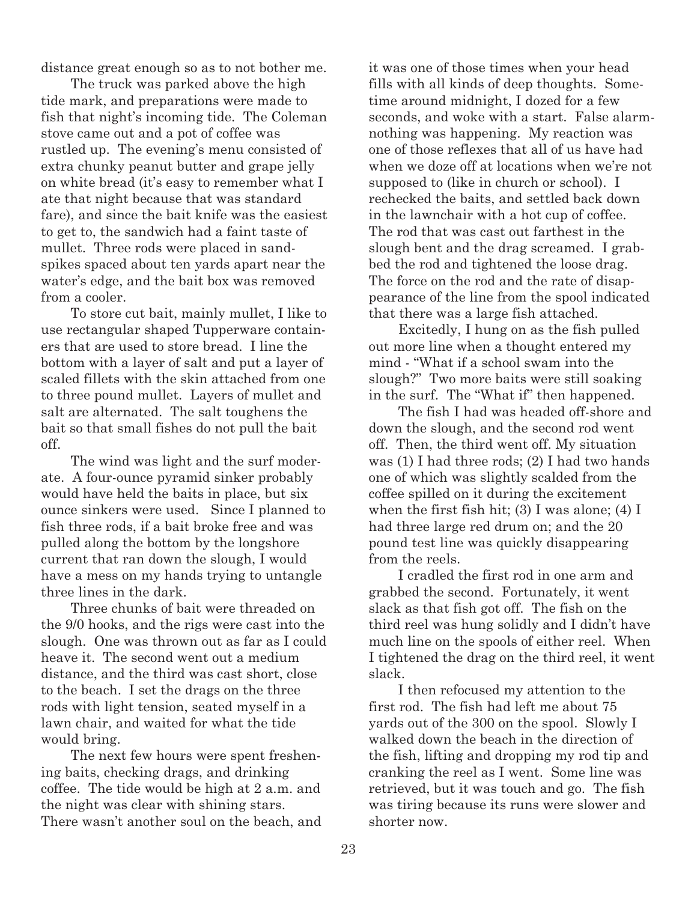distance great enough so as to not bother me.

The truck was parked above the high tide mark, and preparations were made to fish that night's incoming tide. The Coleman stove came out and a pot of coffee was rustled up. The evening's menu consisted of extra chunky peanut butter and grape jelly on white bread (it's easy to remember what I ate that night because that was standard fare), and since the bait knife was the easiest to get to, the sandwich had a faint taste of mullet. Three rods were placed in sand-spikes spaced about ten yards apart near the water's edge, and the bait box was removed from a cooler.

To store cut bait, mainly mullet, I like to use rectangular shaped Tupperware containers that are used to store bread. I line the bottom with a layer of salt and put a layer of scaled fillets with the skin attached from one to three pound mullet. Layers of mullet and salt are alternated. The salt toughens the bait so that small fishes do not pull the bait off.

The wind was light and the surf moderate. A four-ounce pyramid sinker probably would have held the baits in place, but six ounce sinkers were used. Since I planned to fish three rods, if a bait broke free and was pulled along the bottom by the longshore current that ran down the slough, I would have a mess on my hands trying to untangle three lines in the dark.

Three chunks of bait were threaded on the 9/0 hooks, and the rigs were cast into the slough. One was thrown out as far as I could heave it. The second went out a medium distance, and the third was cast short, close to the beach. I set the drags on the three rods with light tension, seated myself in a lawn chair, and waited for what the tide would bring.

The next few hours were spent freshening baits, checking drags, and drinking coffee. The tide would be high at 2 a.m. and the night was clear with shining stars. There wasn't another soul on the beach, and it was one of those times when your head fills with all kinds of deep thoughts. Sometime around midnight, I dozed for a few seconds, and woke with a start. False alarm-nothing was happening. My reaction was one of those reflexes that all of us have had when we doze off at locations when we're not supposed to (like in church or school). I rechecked the baits, and settled back down in the lawnchair with a hot cup of coffee. The rod that was cast out farthest in the slough bent and the drag screamed. I grabbed the rod and tightened the loose drag. The force on the rod and the rate of disappearance of the line from the spool indicated that there was a large fish attached.

Excitedly, I hung on as the fish pulled out more line when a thought entered my mind - "What if a school swam into the slough?" Two more baits were still soaking in the surf. The "What if" then happened.

The fish I had was headed off-shore and down the slough, and the second rod went off. Then, the third went off. My situation was (1) I had three rods; (2) I had two hands one of which was slightly scalded from the coffee spilled on it during the excitement when the first fish hit; (3) I was alone; (4) I had three large red drum on; and the 20 pound test line was quickly disappearing from the reels.

I cradled the first rod in one arm and grabbed the second. Fortunately, it went slack as that fish got off. The fish on the third reel was hung solidly and I didn't have much line on the spools of either reel. When I tightened the drag on the third reel, it went slack.

I then refocused my attention to the first rod. The fish had left me about 75 yards out of the 300 on the spool. Slowly I walked down the beach in the direction of the fish, lifting and dropping my rod tip and cranking the reel as I went. Some line was retrieved, but it was touch and go. The fish was tiring because its runs were slower and shorter now.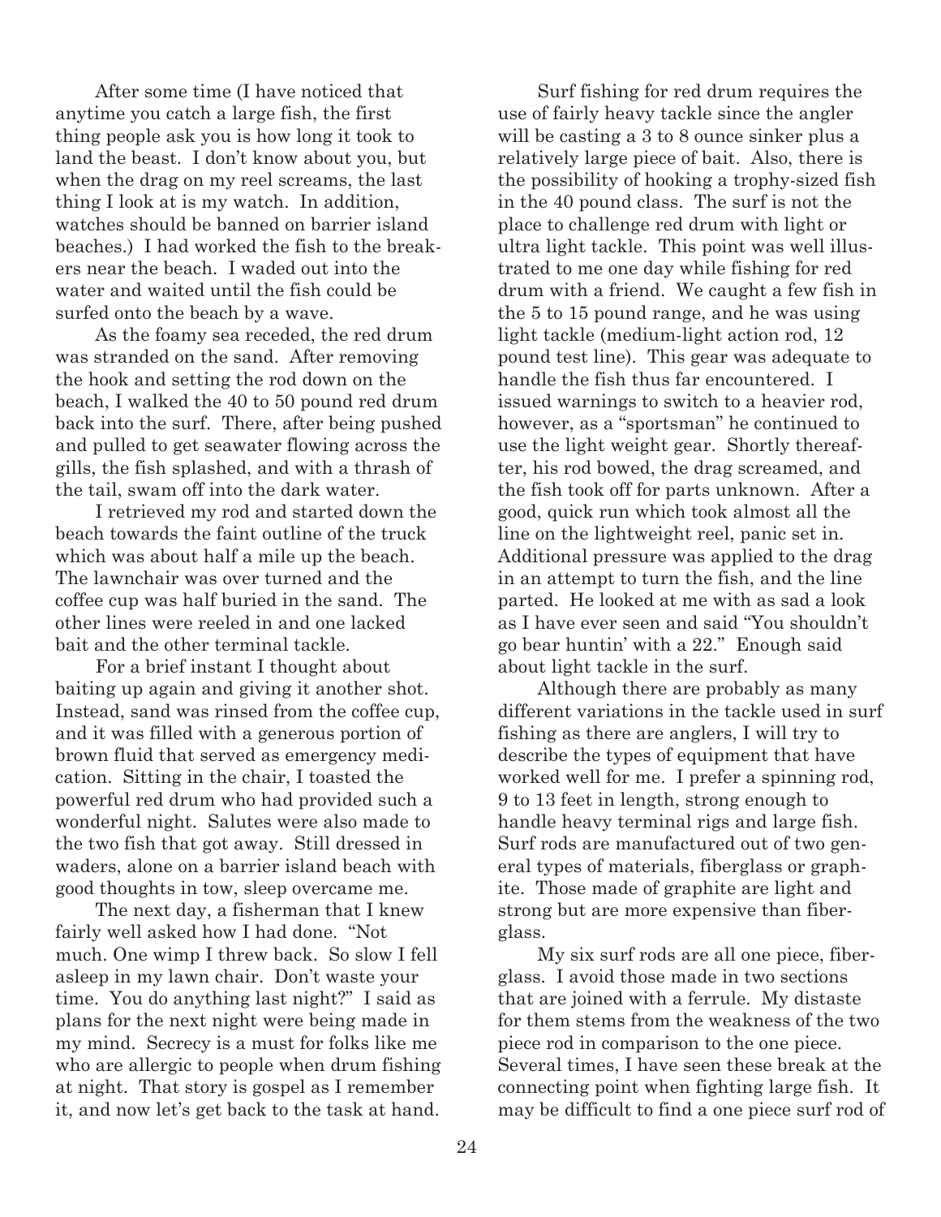After some time (I have noticed that anytime you catch a large fish, the first thing people ask you is how long it took to land the beast. I don't know about you, but when the drag on my reel screams, the last thing I look at is my watch. In addition, watches should be banned on barrier island beaches.) I had worked the fish to the breakers near the beach. I waded out into the water and waited until the fish could be surfed onto the beach by a wave.

As the foamy sea receded, the red drum was stranded on the sand. After removing the hook and setting the rod down on the beach, I walked the 40 to 50 pound red drum back into the surf. There, after being pushed and pulled to get seawater flowing across the gills, the fish splashed, and with a thrash of the tail, swam off into the dark water.

I retrieved my rod and started down the beach towards the faint outline of the truck which was about half a mile up the beach. The lawnchair was over turned and the coffee cup was half buried in the sand. The other lines were reeled in and one lacked bait and the other terminal tackle.

For a brief instant I thought about baiting up again and giving it another shot. Instead, sand was rinsed from the coffee cup, and it was filled with a generous portion of brown fluid that served as emergency medication. Sitting in the chair, I toasted the powerful red drum who had provided such a wonderful night. Salutes were also made to the two fish that got away. Still dressed in waders, alone on a barrier island beach with good thoughts in tow, sleep overcame me.

The next day, a fisherman that I knew fairly well asked how I had done. "Not much. One wimp I threw back. So slow I fell asleep in my lawn chair. Don't waste your time. You do anything last night?" I said as plans for the next night were being made in my mind. Secrecy is a must for folks like me who are allergic to people when drum fishing at night. That story is gospel as I remember it, and now let's get back to the task at hand.

Surf fishing for red drum requires the use of fairly heavy tackle since the angler will be casting a 3 to 8 ounce sinker plus a relatively large piece of bait. Also, there is the possibility of hooking a trophy-sized fish in the 40 pound class. The surf is not the place to challenge red drum with light or ultra light tackle. This point was well illustrated to me one day while fishing for red drum with a friend. We caught a few fish in the 5 to 15 pound range, and he was using light tackle (medium-light action rod, 12 pound test line). This gear was adequate to handle the fish thus far encountered. I issued warnings to switch to a heavier rod, however, as a "sportsman" he continued to use the light weight gear. Shortly thereafter, his rod bowed, the drag screamed, and the fish took off for parts unknown. After a good, quick run which took almost all the line on the lightweight reel, panic set in. Additional pressure was applied to the drag in an attempt to turn the fish, and the line parted. He looked at me with as sad a look as I have ever seen and said "You shouldn't go bear huntin' with a 22." Enough said about light tackle in the surf.

Although there are probably as many different variations in the tackle used in surf fishing as there are anglers, I will try to describe the types of equipment that have worked well for me. I prefer a spinning rod, 9 to 13 feet in length, strong enough to handle heavy terminal rigs and large fish. Surf rods are manufactured out of two general types of materials, fiberglass or graphite. Those made of graphite are light and strong but are more expensive than fiberglass.

My six surf rods are all one piece, fiberglass. I avoid those made in two sections that are joined with a ferrule. My distaste for them stems from the weakness of the two piece rod in comparison to the one piece. Several times, I have seen these break at the connecting point when fighting large fish. It may be difficult to find a one piece surf rod of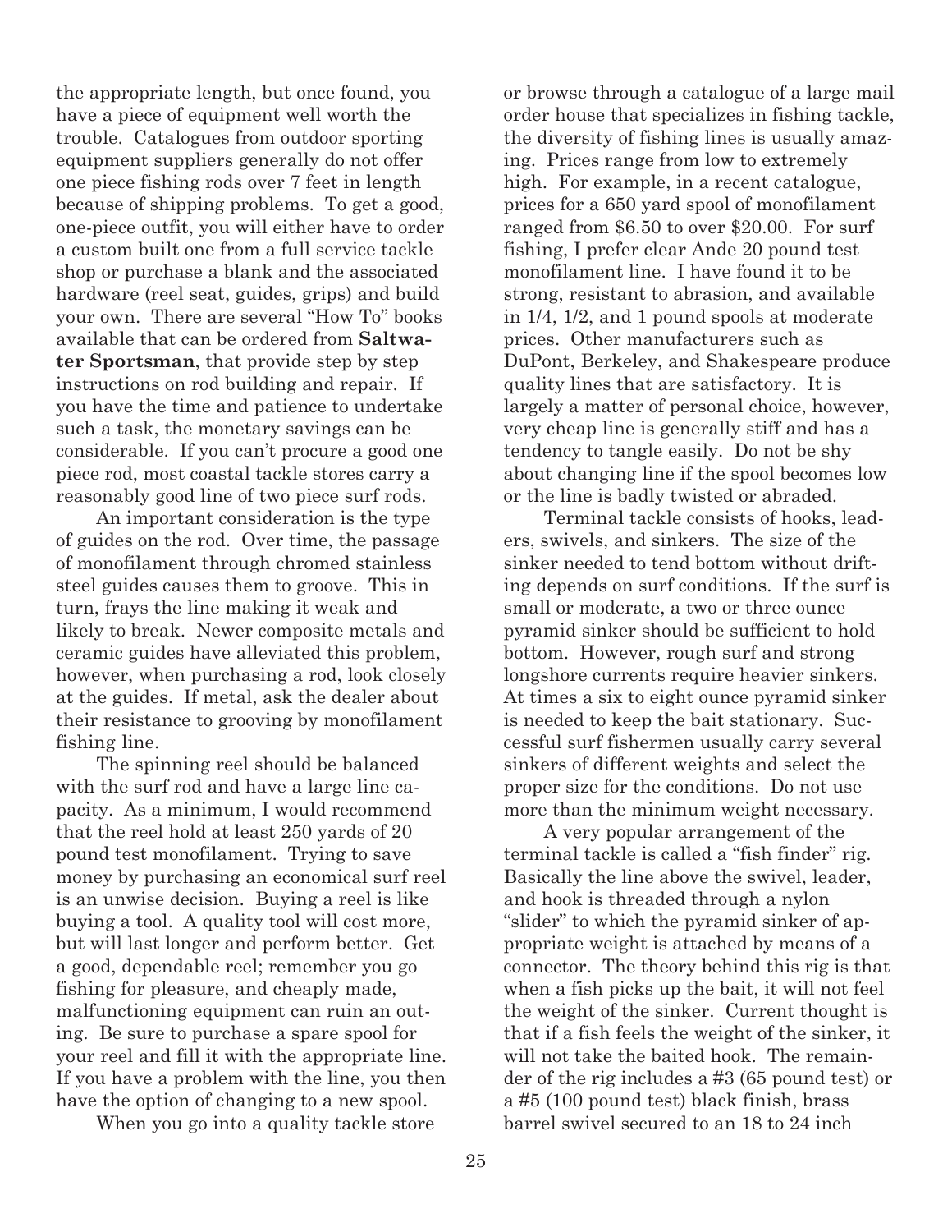the appropriate length, but once found, you have a piece of equipment well worth the trouble. Catalogues from outdoor sporting equipment suppliers generally do not offer one piece fishing rods over 7 feet in length because of shipping problems. To get a good, one-piece outfit, you will either have to order a custom built one from a full service tackle shop or purchase a blank and the associated hardware (reel seat, guides, grips) and build your own. There are several "How To" books available that can be ordered from **Saltwater Sportsman**, that provide step by step instructions on rod building and repair. If you have the time and patience to undertake such a task, the monetary savings can be considerable. If you can't procure a good one piece rod, most coastal tackle stores carry a reasonably good line of two piece surf rods.

An important consideration is the type of guides on the rod. Over time, the passage of monofilament through chromed stainless steel guides causes them to groove. This in turn, frays the line making it weak and likely to break. Newer composite metals and ceramic guides have alleviated this problem, however, when purchasing a rod, look closely at the guides. If metal, ask the dealer about their resistance to grooving by monofilament fishing line.

The spinning reel should be balanced with the surf rod and have a large line capacity. As a minimum, I would recommend that the reel hold at least 250 yards of 20 pound test monofilament. Trying to save money by purchasing an economical surf reel is an unwise decision. Buying a reel is like buying a tool. A quality tool will cost more, but will last longer and perform better. Get a good, dependable reel; remember you go fishing for pleasure, and cheaply made, malfunctioning equipment can ruin an outing. Be sure to purchase a spare spool for your reel and fill it with the appropriate line. If you have a problem with the line, you then have the option of changing to a new spool.

When you go into a quality tackle store or browse through a catalogue of a large mail order house that specializes in fishing tackle, the diversity of fishing lines is usually amazing. Prices range from low to extremely high. For example, in a recent catalogue, prices for a 650 yard spool of monofilament ranged from $6.50 to over $20.00. For surf fishing, I prefer clear Ande 20 pound test monofilament line. I have found it to be strong, resistant to abrasion, and available in 1/4, 1/2, and 1 pound spools at moderate prices. Other manufacturers such as DuPont, Berkeley, and Shakespeare produce quality lines that are satisfactory. It is largely a matter of personal choice, however, very cheap line is generally stiff and has a tendency to tangle easily. Do not be shy about changing line if the spool becomes low or the line is badly twisted or abraded.

Terminal tackle consists of hooks, leaders, swivels, and sinkers. The size of the sinker needed to tend bottom without drifting depends on surf conditions. If the surf is small or moderate, a two or three ounce pyramid sinker should be sufficient to hold bottom. However, rough surf and strong longshore currents require heavier sinkers. At times a six to eight ounce pyramid sinker is needed to keep the bait stationary. Successful surf fishermen usually carry several sinkers of different weights and select the proper size for the conditions. Do not use more than the minimum weight necessary.

A very popular arrangement of the terminal tackle is called a "fish finder" rig. Basically the line above the swivel, leader, and hook is threaded through a nylon "slider" to which the pyramid sinker of appropriate weight is attached by means of a connector. The theory behind this rig is that when a fish picks up the bait, it will not feel the weight of the sinker. Current thought is that if a fish feels the weight of the sinker, it will not take the baited hook. The remainder of the rig includes a #3 (65 pound test) or a #5 (100 pound test) black finish, brass barrel swivel secured to an 18 to 24 inch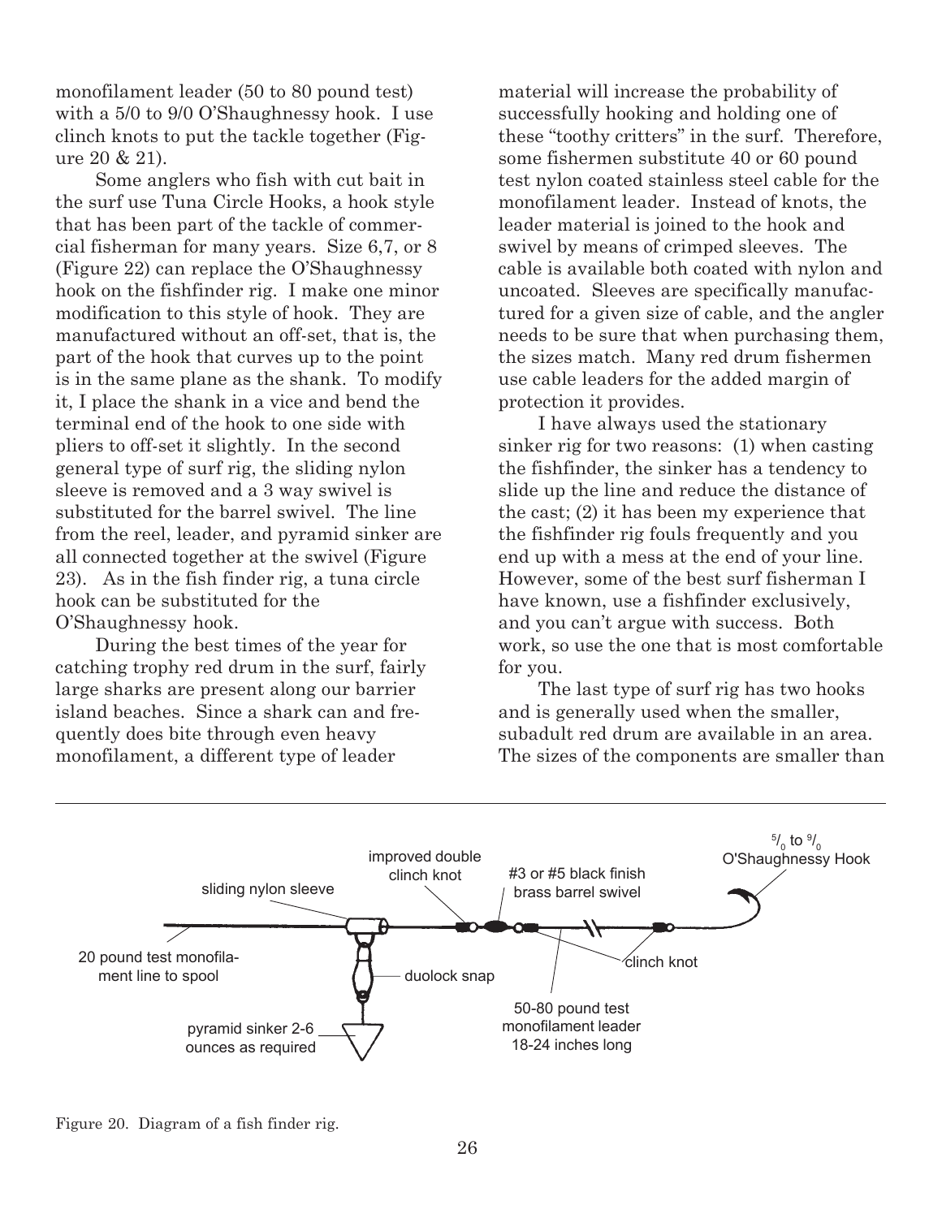monofilament leader (50 to 80 pound test) with a 5/0 to 9/0 O'Shaughnessy hook. I use clinch knots to put the tackle together (Figure 20 & 21).

Some anglers who fish with cut bait in the surf use Tuna Circle Hooks, a hook style that has been part of the tackle of commercial fisherman for many years. Size 6,7, or 8 (Figure 22) can replace the O'Shaughnessy hook on the fishfinder rig. I make one minor modification to this style of hook. They are manufactured without an off-set, that is, the part of the hook that curves up to the point is in the same plane as the shank. To modify it, I place the shank in a vice and bend the terminal end of the hook to one side with pliers to off-set it slightly. In the second general type of surf rig, the sliding nylon sleeve is removed and a 3 way swivel is substituted for the barrel swivel. The line from the reel, leader, and pyramid sinker are all connected together at the swivel (Figure 23). As in the fish finder rig, a tuna circle hook can be substituted for the O'Shaughnessy hook.

During the best times of the year for catching trophy red drum in the surf, fairly large sharks are present along our barrier island beaches. Since a shark can and frequently does bite through even heavy monofilament, a different type of leader material will increase the probability of successfully hooking and holding one of these "toothy critters" in the surf. Therefore, some fishermen substitute 40 or 60 pound test nylon coated stainless steel cable for the monofilament leader. Instead of knots, the leader material is joined to the hook and swivel by means of crimped sleeves. The cable is available both coated with nylon and uncoated. Sleeves are specifically manufactured for a given size of cable, and the angler needs to be sure that when purchasing them, the sizes match. Many red drum fishermen use cable leaders for the added margin of protection it provides.

I have always used the stationary sinker rig for two reasons: (1) when casting the fishfinder, the sinker has a tendency to slide up the line and reduce the distance of the cast; (2) it has been my experience that the fishfinder rig fouls frequently and you end up with a mess at the end of your line. However, some of the best surf fisherman I have known, use a fishfinder exclusively, and you can't argue with success. Both work, so use the one that is most comfortable for you.

The last type of surf rig has two hooks and is generally used when the smaller, subadult red drum are available in an area. The sizes of the components are smaller than

Figure 20. Diagram of a fish finder rig.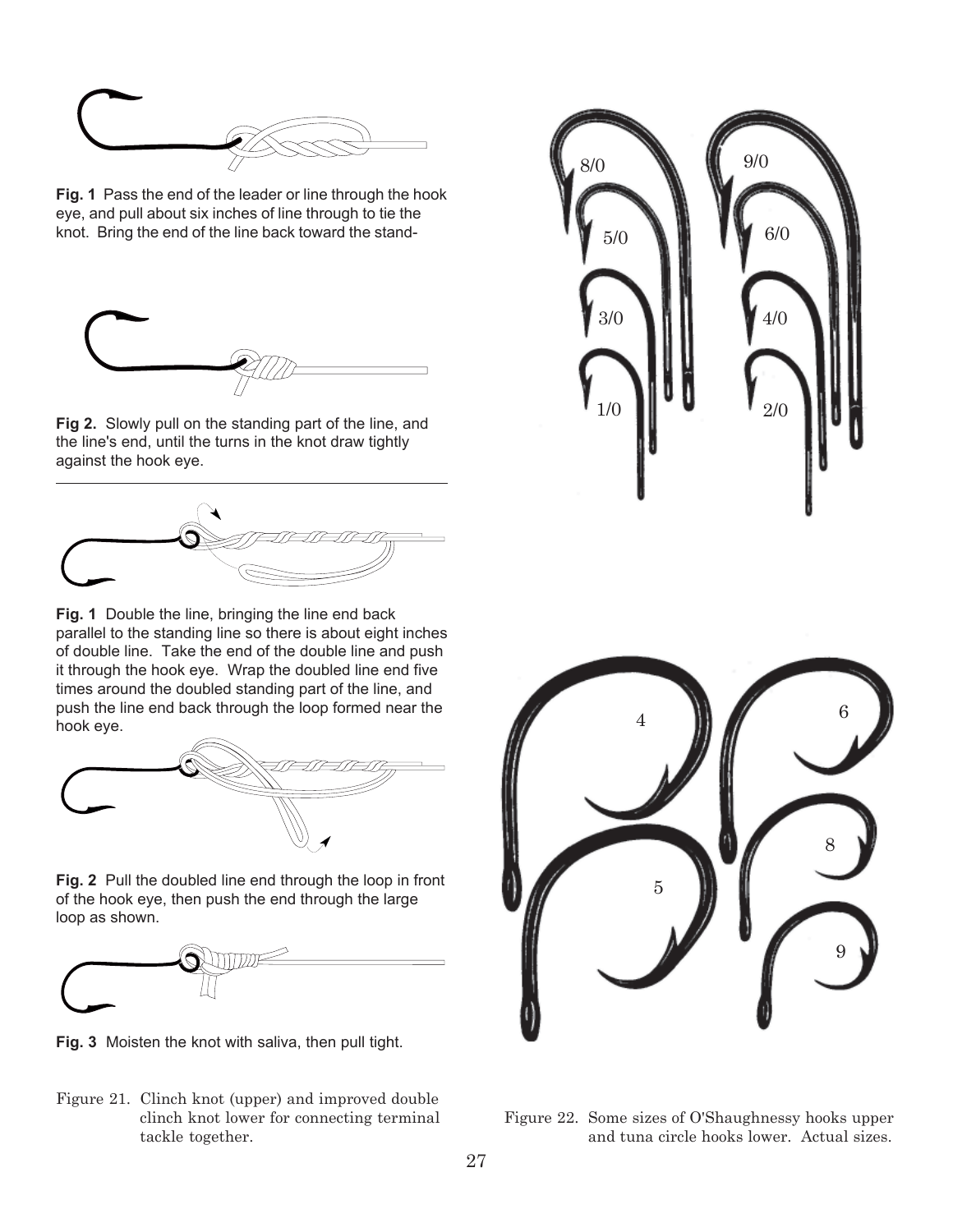**Fig. 1** Pass the end of the leader or line through the hook eye, and pull about six inches of line through to tie the knot. Bring the end of the line back toward the stand-

**Fig 2.** Slowly pull on the standing part of the line, and the line's end, until the turns in the knot draw tightly against the hook eye.

---

**Fig. 1** Double the line, bringing the line end back parallel to the standing line so there is about eight inches of double line. Take the end of the double line and push it through the hook eye. Wrap the doubled line end five times around the doubled standing part of the line, and push the line end back through the loop formed near the hook eye.

**Fig. 2** Pull the doubled line end through the loop in front of the hook eye, then push the end through the large loop as shown.

**Fig. 3** Moisten the knot with saliva, then pull tight.

Figure 21. Clinch knot (upper) and improved double clinch knot lower for connecting terminal tackle together.

8/0 9/0 5/0 6/0 3/0 4/0 1/0 2/0

4 6 8 5 9

Figure 22. Some sizes of O'Shaughnessy hooks upper and tuna circle hooks lower. Actual sizes.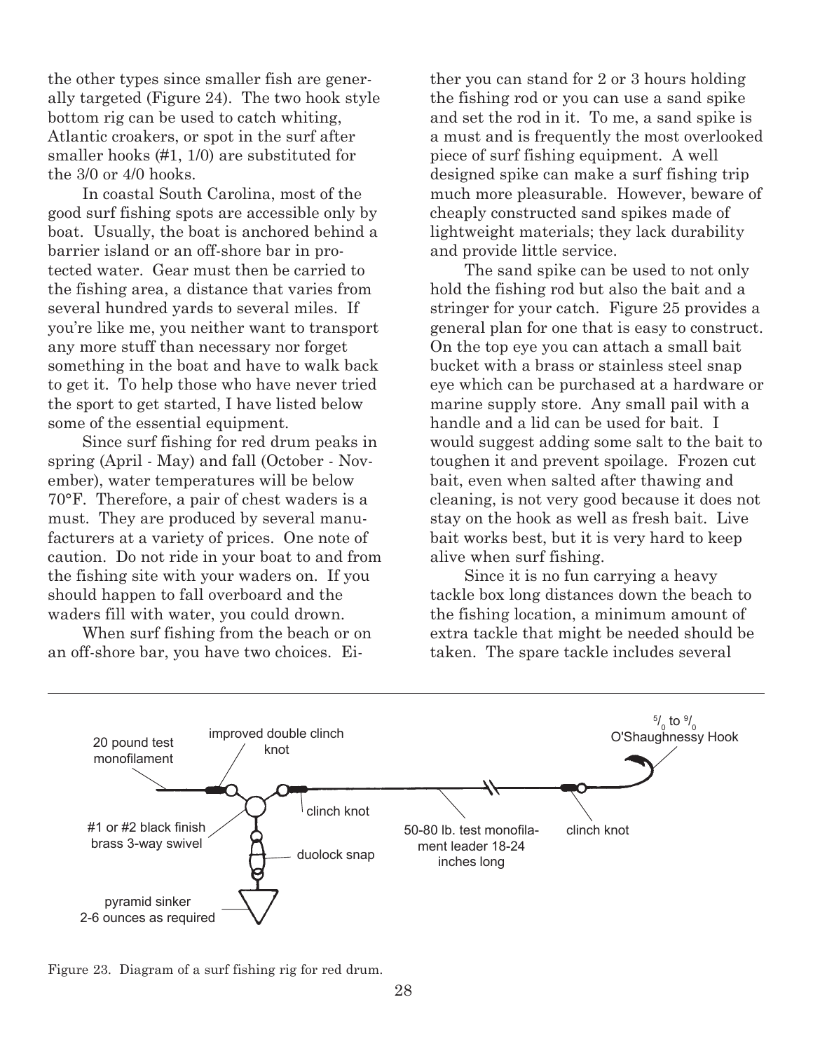the other types since smaller fish are generally targeted (Figure 24). The two hook style bottom rig can be used to catch whiting, Atlantic croakers, or spot in the surf after smaller hooks (#1, 1/0) are substituted for the 3/0 or 4/0 hooks.

In coastal South Carolina, most of the good surf fishing spots are accessible only by boat. Usually, the boat is anchored behind a barrier island or an off-shore bar in protected water. Gear must then be carried to the fishing area, a distance that varies from several hundred yards to several miles. If you're like me, you neither want to transport any more stuff than necessary nor forget something in the boat and have to walk back to get it. To help those who have never tried the sport to get started, I have listed below some of the essential equipment.

Since surf fishing for red drum peaks in spring (April - May) and fall (October - November), water temperatures will be below 70°F. Therefore, a pair of chest waders is a must. They are produced by several manufacturers at a variety of prices. One note of caution. Do not ride in your boat to and from the fishing site with your waders on. If you should happen to fall overboard and the waders fill with water, you could drown.

When surf fishing from the beach or on an off-shore bar, you have two choices. Either you can stand for 2 or 3 hours holding the fishing rod or you can use a sand spike and set the rod in it. To me, a sand spike is a must and is frequently the most overlooked piece of surf fishing equipment. A well designed spike can make a surf fishing trip much more pleasurable. However, beware of cheaply constructed sand spikes made of lightweight materials; they lack durability and provide little service.

The sand spike can be used to not only hold the fishing rod but also the bait and a stringer for your catch. Figure 25 provides a general plan for one that is easy to construct. On the top eye you can attach a small bait bucket with a brass or stainless steel snap eye which can be purchased at a hardware or marine supply store. Any small pail with a handle and a lid can be used for bait. I would suggest adding some salt to the bait to toughen it and prevent spoilage. Frozen cut bait, even when salted after thawing and cleaning, is not very good because it does not stay on the hook as well as fresh bait. Live bait works best, but it is very hard to keep alive when surf fishing.

Since it is no fun carrying a heavy tackle box long distances down the beach to the fishing location, a minimum amount of extra tackle that might be needed should be taken. The spare tackle includes several

20 pound test monofilament · improved double clinch knot · clinch knot · #1 or #2 black finish brass 3-way swivel · duolock snap · pyramid sinker 2-6 ounces as required · 50-80 lb. test monofilament leader 18-24 inches long · clinch knot · 5/0 to 9/0 O'Shaughnessy Hook

Figure 23. Diagram of a surf fishing rig for red drum.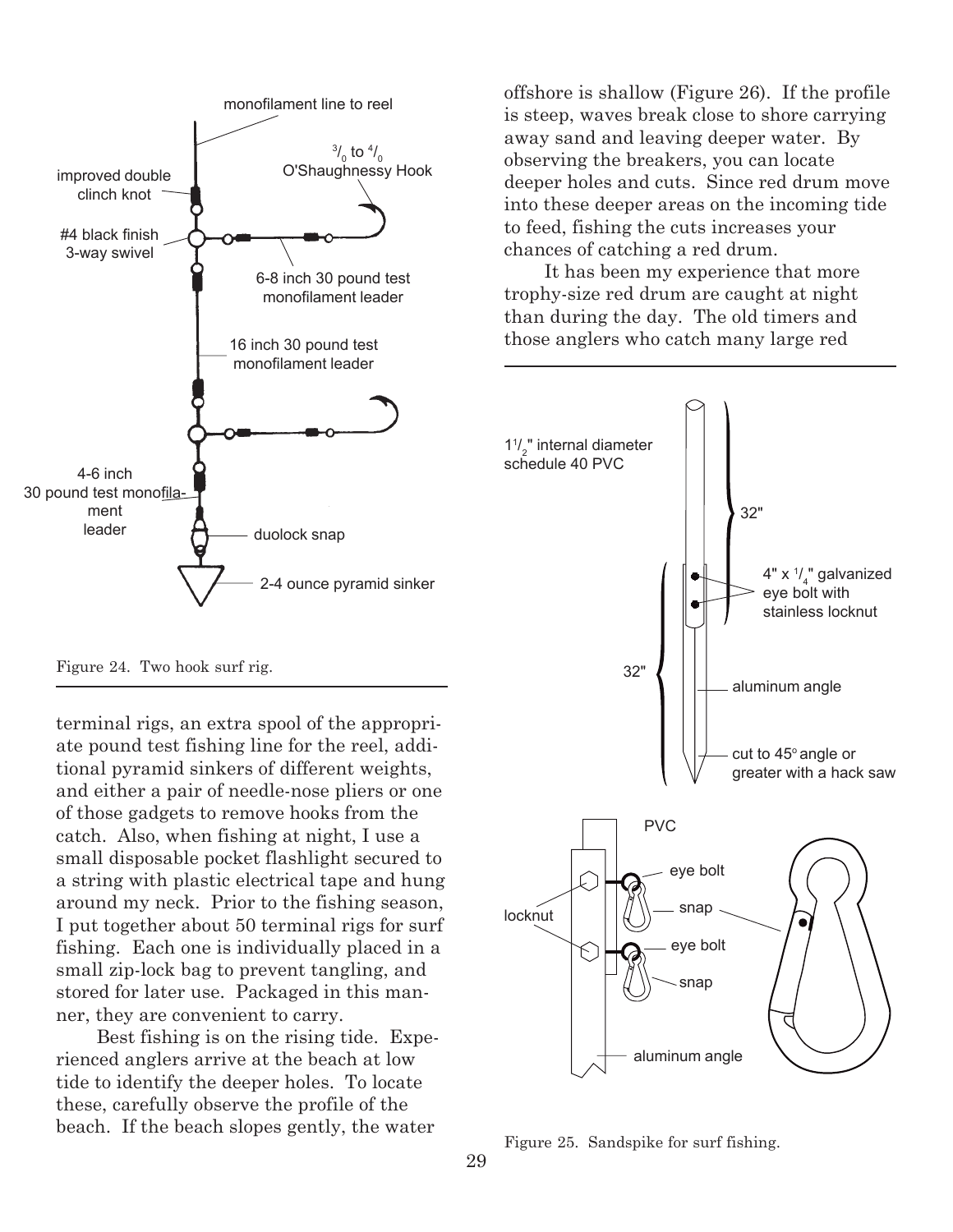Figure 24. Two hook surf rig.

terminal rigs, an extra spool of the appropriate pound test fishing line for the reel, additional pyramid sinkers of different weights, and either a pair of needle-nose pliers or one of those gadgets to remove hooks from the catch. Also, when fishing at night, I use a small disposable pocket flashlight secured to a string with plastic electrical tape and hung around my neck. Prior to the fishing season, I put together about 50 terminal rigs for surf fishing. Each one is individually placed in a small zip-lock bag to prevent tangling, and stored for later use. Packaged in this manner, they are convenient to carry.

Best fishing is on the rising tide. Experienced anglers arrive at the beach at low tide to identify the deeper holes. To locate these, carefully observe the profile of the beach. If the beach slopes gently, the water offshore is shallow (Figure 26). If the profile is steep, waves break close to shore carrying away sand and leaving deeper water. By observing the breakers, you can locate deeper holes and cuts. Since red drum move into these deeper areas on the incoming tide to feed, fishing the cuts increases your chances of catching a red drum.

It has been my experience that more trophy-size red drum are caught at night than during the day. The old timers and those anglers who catch many large red

Figure 25. Sandspike for surf fishing.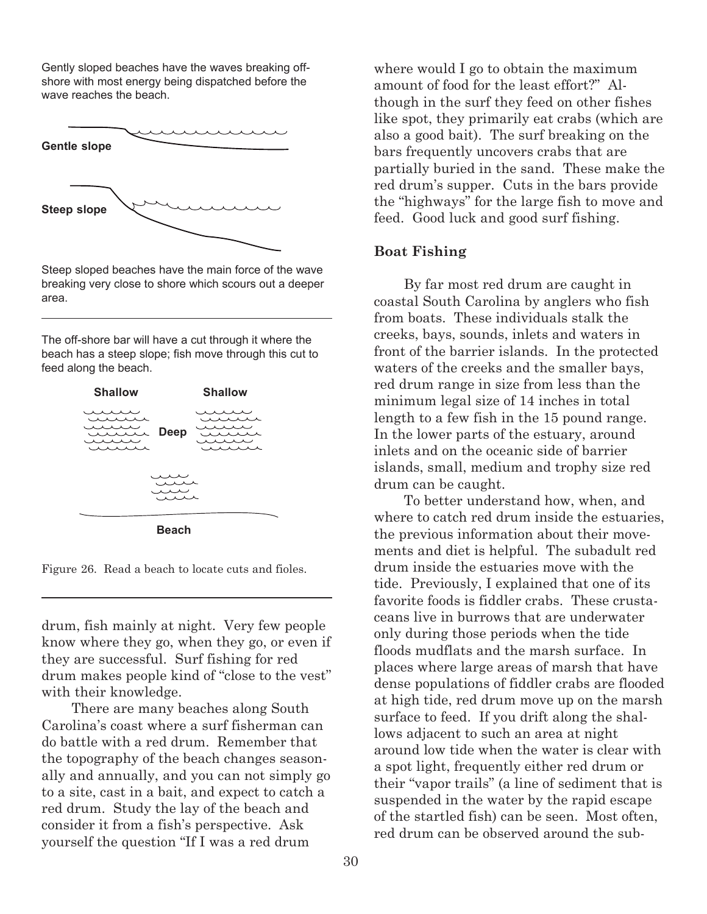Gently sloped beaches have the waves breaking offshore with most energy being dispatched before the wave reaches the beach.

**Gentle slope**

**Steep slope**

Steep sloped beaches have the main force of the wave breaking very close to shore which scours out a deeper area.

The off-shore bar will have a cut through it where the beach has a steep slope; fish move through this cut to feed along the beach.

**Shallow** **Deep** **Shallow**

**Beach**

Figure 26. Read a beach to locate cuts and fioles.

drum, fish mainly at night. Very few people know where they go, when they go, or even if they are successful. Surf fishing for red drum makes people kind of "close to the vest" with their knowledge.

There are many beaches along South Carolina's coast where a surf fisherman can do battle with a red drum. Remember that the topography of the beach changes seasonally and annually, and you can not simply go to a site, cast in a bait, and expect to catch a red drum. Study the lay of the beach and consider it from a fish's perspective. Ask yourself the question "If I was a red drum where would I go to obtain the maximum amount of food for the least effort?" Although in the surf they feed on other fishes like spot, they primarily eat crabs (which are also a good bait). The surf breaking on the bars frequently uncovers crabs that are partially buried in the sand. These make the red drum's supper. Cuts in the bars provide the "highways" for the large fish to move and feed. Good luck and good surf fishing.

### Boat Fishing

By far most red drum are caught in coastal South Carolina by anglers who fish from boats. These individuals stalk the creeks, bays, sounds, inlets and waters in front of the barrier islands. In the protected waters of the creeks and the smaller bays, red drum range in size from less than the minimum legal size of 14 inches in total length to a few fish in the 15 pound range. In the lower parts of the estuary, around inlets and on the oceanic side of barrier islands, small, medium and trophy size red drum can be caught.

To better understand how, when, and where to catch red drum inside the estuaries, the previous information about their movements and diet is helpful. The subadult red drum inside the estuaries move with the tide. Previously, I explained that one of its favorite foods is fiddler crabs. These crustaceans live in burrows that are underwater only during those periods when the tide floods mudflats and the marsh surface. In places where large areas of marsh that have dense populations of fiddler crabs are flooded at high tide, red drum move up on the marsh surface to feed. If you drift along the shallows adjacent to such an area at night around low tide when the water is clear with a spot light, frequently either red drum or their "vapor trails" (a line of sediment that is suspended in the water by the rapid escape of the startled fish) can be seen. Most often, red drum can be observed around the sub-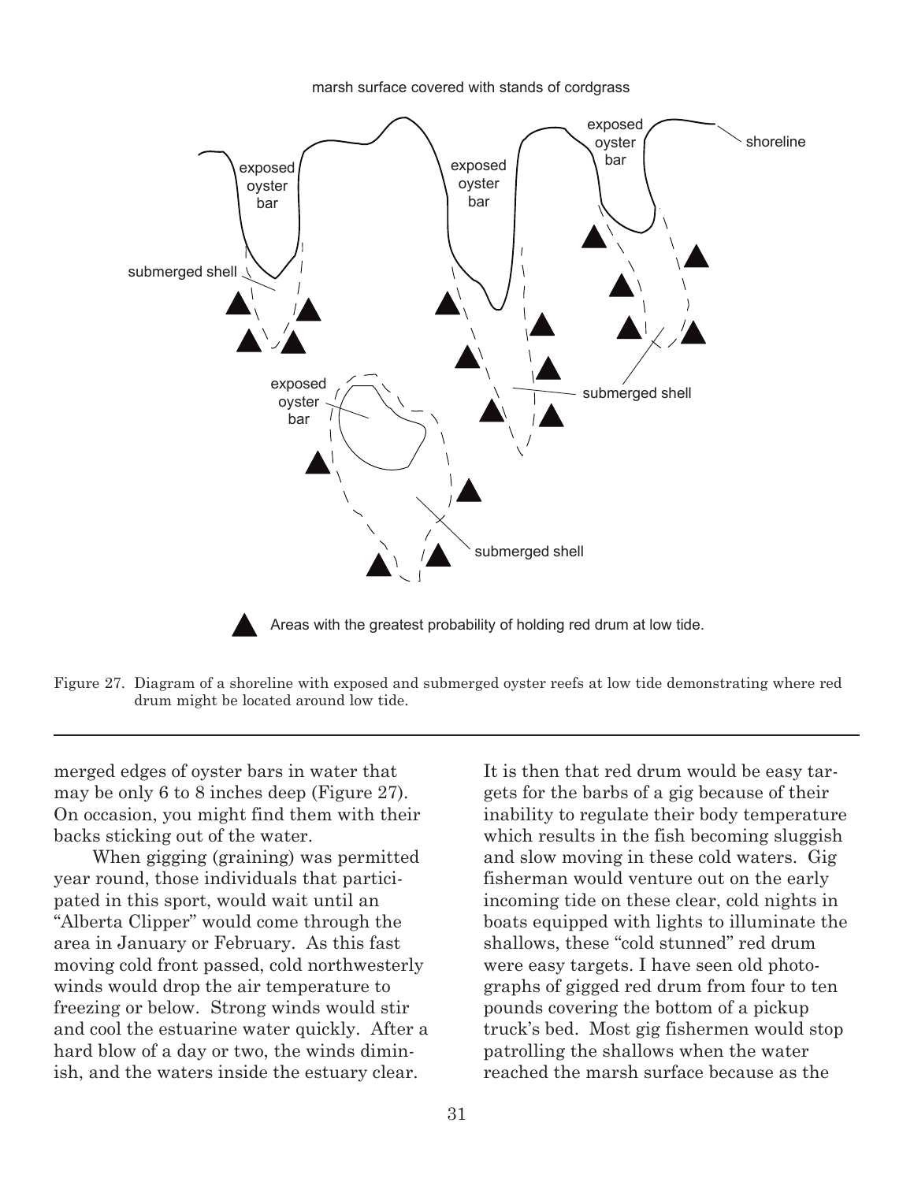Figure 27. Diagram of a shoreline with exposed and submerged oyster reefs at low tide demonstrating where red drum might be located around low tide.

merged edges of oyster bars in water that may be only 6 to 8 inches deep (Figure 27). On occasion, you might find them with their backs sticking out of the water.

When gigging (graining) was permitted year round, those individuals that participated in this sport, would wait until an "Alberta Clipper" would come through the area in January or February. As this fast moving cold front passed, cold northwesterly winds would drop the air temperature to freezing or below. Strong winds would stir and cool the estuarine water quickly. After a hard blow of a day or two, the winds diminish, and the waters inside the estuary clear. It is then that red drum would be easy targets for the barbs of a gig because of their inability to regulate their body temperature which results in the fish becoming sluggish and slow moving in these cold waters. Gig fisherman would venture out on the early incoming tide on these clear, cold nights in boats equipped with lights to illuminate the shallows, these "cold stunned" red drum were easy targets. I have seen old photographs of gigged red drum from four to ten pounds covering the bottom of a pickup truck's bed. Most gig fishermen would stop patrolling the shallows when the water reached the marsh surface because as the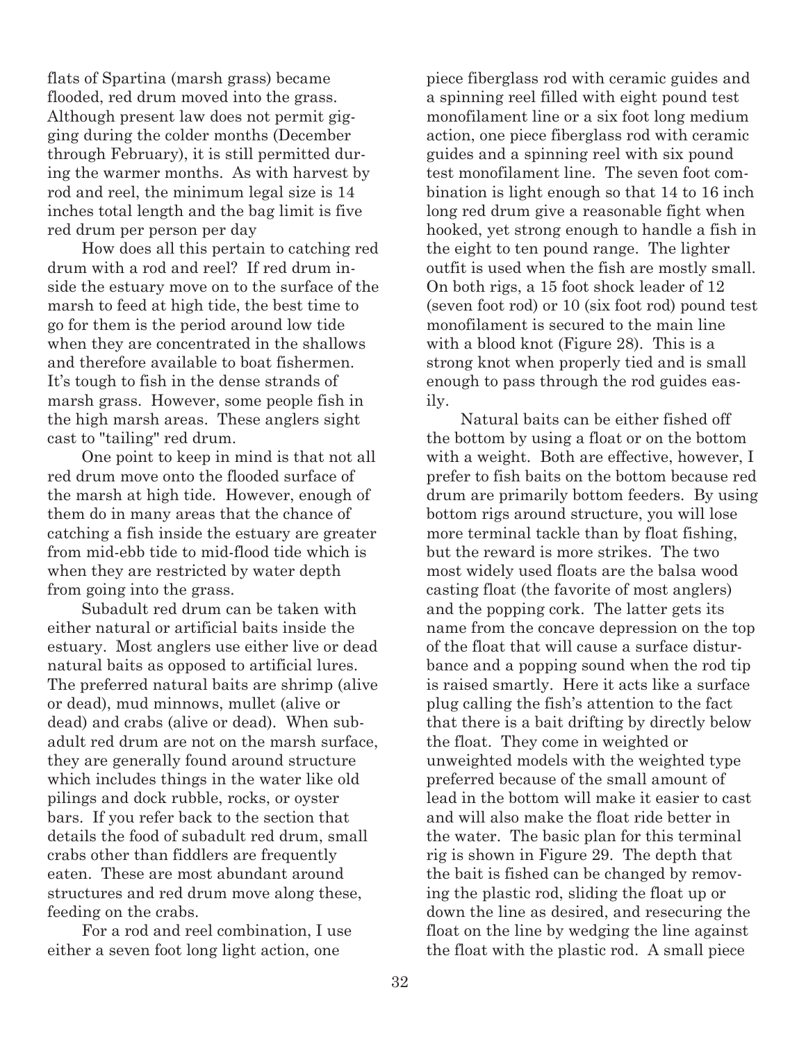flats of Spartina (marsh grass) became flooded, red drum moved into the grass. Although present law does not permit gigging during the colder months (December through February), it is still permitted during the warmer months. As with harvest by rod and reel, the minimum legal size is 14 inches total length and the bag limit is five red drum per person per day

How does all this pertain to catching red drum with a rod and reel? If red drum inside the estuary move on to the surface of the marsh to feed at high tide, the best time to go for them is the period around low tide when they are concentrated in the shallows and therefore available to boat fishermen. It's tough to fish in the dense strands of marsh grass. However, some people fish in the high marsh areas. These anglers sight cast to "tailing" red drum.

One point to keep in mind is that not all red drum move onto the flooded surface of the marsh at high tide. However, enough of them do in many areas that the chance of catching a fish inside the estuary are greater from mid-ebb tide to mid-flood tide which is when they are restricted by water depth from going into the grass.

Subadult red drum can be taken with either natural or artificial baits inside the estuary. Most anglers use either live or dead natural baits as opposed to artificial lures. The preferred natural baits are shrimp (alive or dead), mud minnows, mullet (alive or dead) and crabs (alive or dead). When subadult red drum are not on the marsh surface, they are generally found around structure which includes things in the water like old pilings and dock rubble, rocks, or oyster bars. If you refer back to the section that details the food of subadult red drum, small crabs other than fiddlers are frequently eaten. These are most abundant around structures and red drum move along these, feeding on the crabs.

For a rod and reel combination, I use either a seven foot long light action, one piece fiberglass rod with ceramic guides and a spinning reel filled with eight pound test monofilament line or a six foot long medium action, one piece fiberglass rod with ceramic guides and a spinning reel with six pound test monofilament line. The seven foot combination is light enough so that 14 to 16 inch long red drum give a reasonable fight when hooked, yet strong enough to handle a fish in the eight to ten pound range. The lighter outfit is used when the fish are mostly small. On both rigs, a 15 foot shock leader of 12 (seven foot rod) or 10 (six foot rod) pound test monofilament is secured to the main line with a blood knot (Figure 28). This is a strong knot when properly tied and is small enough to pass through the rod guides easily.

Natural baits can be either fished off the bottom by using a float or on the bottom with a weight. Both are effective, however, I prefer to fish baits on the bottom because red drum are primarily bottom feeders. By using bottom rigs around structure, you will lose more terminal tackle than by float fishing, but the reward is more strikes. The two most widely used floats are the balsa wood casting float (the favorite of most anglers) and the popping cork. The latter gets its name from the concave depression on the top of the float that will cause a surface disturbance and a popping sound when the rod tip is raised smartly. Here it acts like a surface plug calling the fish's attention to the fact that there is a bait drifting by directly below the float. They come in weighted or unweighted models with the weighted type preferred because of the small amount of lead in the bottom will make it easier to cast and will also make the float ride better in the water. The basic plan for this terminal rig is shown in Figure 29. The depth that the bait is fished can be changed by removing the plastic rod, sliding the float up or down the line as desired, and resecuring the float on the line by wedging the line against the float with the plastic rod. A small piece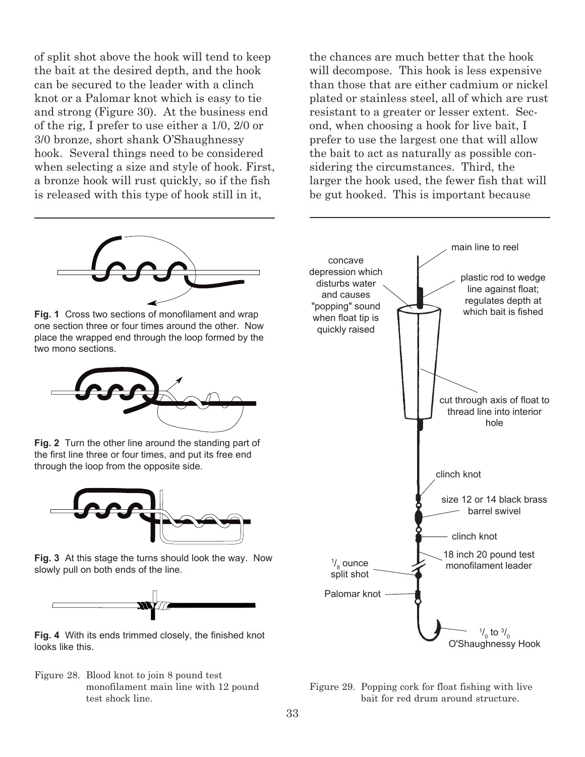of split shot above the hook will tend to keep the bait at the desired depth, and the hook can be secured to the leader with a clinch knot or a Palomar knot which is easy to tie and strong (Figure 30). At the business end of the rig, I prefer to use either a 1/0, 2/0 or 3/0 bronze, short shank O'Shaughnessy hook. Several things need to be considered when selecting a size and style of hook. First, a bronze hook will rust quickly, so if the fish is released with this type of hook still in it, the chances are much better that the hook will decompose. This hook is less expensive than those that are either cadmium or nickel plated or stainless steel, all of which are rust resistant to a greater or lesser extent. Second, when choosing a hook for live bait, I prefer to use the largest one that will allow the bait to act as naturally as possible considering the circumstances. Third, the larger the hook used, the fewer fish that will be gut hooked. This is important because

**Fig. 1** Cross two sections of monofilament and wrap one section three or four times around the other. Now place the wrapped end through the loop formed by the two mono sections.

**Fig. 2** Turn the other line around the standing part of the first line three or four times, and put its free end through the loop from the opposite side.

**Fig. 3** At this stage the turns should look the way. Now slowly pull on both ends of the line.

**Fig. 4** With its ends trimmed closely, the finished knot looks like this.

Figure 28. Blood knot to join 8 pound test monofilament main line with 12 pound test shock line.

main line to reel

concave depression which disturbs water and causes "popping" sound when float tip is quickly raised

plastic rod to wedge line against float; regulates depth at which bait is fished

cut through axis of float to thread line into interior hole

clinch knot

size 12 or 14 black brass barrel swivel

clinch knot

18 inch 20 pound test monofilament leader

1/8 ounce split shot

Palomar knot

1/0 to 3/0 O'Shaughnessy Hook

Figure 29. Popping cork for float fishing with live bait for red drum around structure.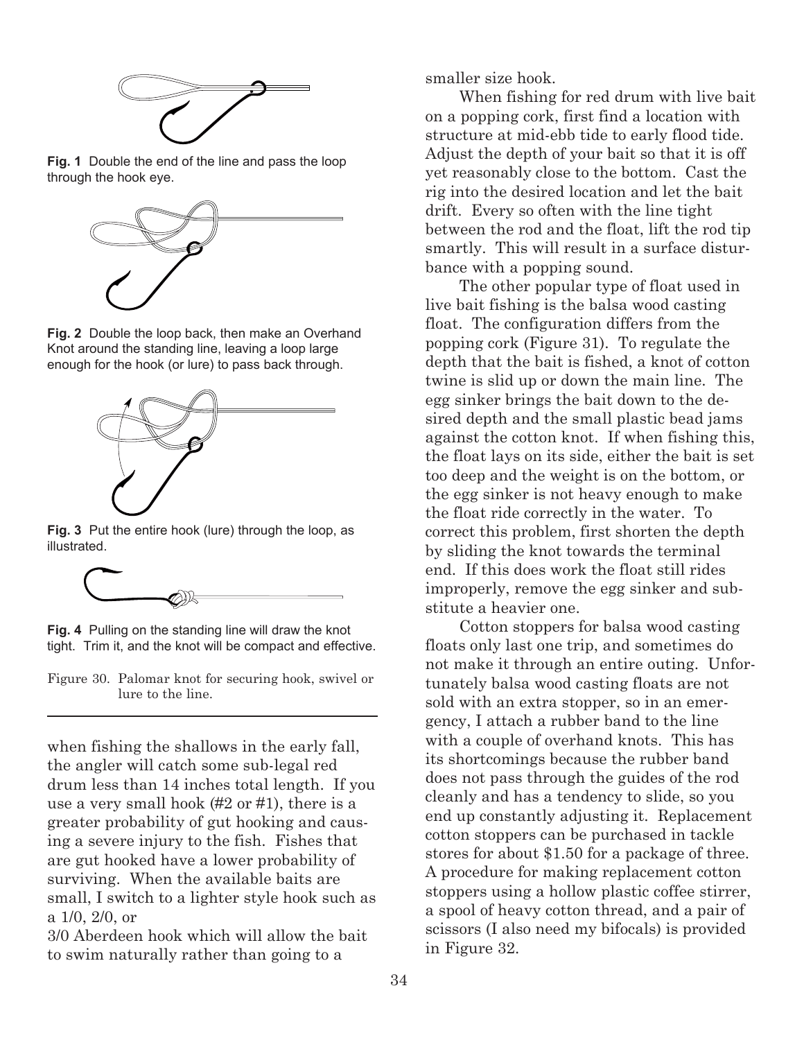**Fig. 1** Double the end of the line and pass the loop through the hook eye.

**Fig. 2** Double the loop back, then make an Overhand Knot around the standing line, leaving a loop large enough for the hook (or lure) to pass back through.

**Fig. 3** Put the entire hook (lure) through the loop, as illustrated.

**Fig. 4** Pulling on the standing line will draw the knot tight. Trim it, and the knot will be compact and effective.

Figure 30. Palomar knot for securing hook, swivel or lure to the line.

---

when fishing the shallows in the early fall, the angler will catch some sub-legal red drum less than 14 inches total length. If you use a very small hook (#2 or #1), there is a greater probability of gut hooking and causing a severe injury to the fish. Fishes that are gut hooked have a lower probability of surviving. When the available baits are small, I switch to a lighter style hook such as a 1/0, 2/0, or 3/0 Aberdeen hook which will allow the bait to swim naturally rather than going to a smaller size hook.

When fishing for red drum with live bait on a popping cork, first find a location with structure at mid-ebb tide to early flood tide. Adjust the depth of your bait so that it is off yet reasonably close to the bottom. Cast the rig into the desired location and let the bait drift. Every so often with the line tight between the rod and the float, lift the rod tip smartly. This will result in a surface disturbance with a popping sound.

The other popular type of float used in live bait fishing is the balsa wood casting float. The configuration differs from the popping cork (Figure 31). To regulate the depth that the bait is fished, a knot of cotton twine is slid up or down the main line. The egg sinker brings the bait down to the desired depth and the small plastic bead jams against the cotton knot. If when fishing this, the float lays on its side, either the bait is set too deep and the weight is on the bottom, or the egg sinker is not heavy enough to make the float ride correctly in the water. To correct this problem, first shorten the depth by sliding the knot towards the terminal end. If this does work the float still rides improperly, remove the egg sinker and substitute a heavier one.

Cotton stoppers for balsa wood casting floats only last one trip, and sometimes do not make it through an entire outing. Unfortunately balsa wood casting floats are not sold with an extra stopper, so in an emergency, I attach a rubber band to the line with a couple of overhand knots. This has its shortcomings because the rubber band does not pass through the guides of the rod cleanly and has a tendency to slide, so you end up constantly adjusting it. Replacement cotton stoppers can be purchased in tackle stores for about $1.50 for a package of three. A procedure for making replacement cotton stoppers using a hollow plastic coffee stirrer, a spool of heavy cotton thread, and a pair of scissors (I also need my bifocals) is provided in Figure 32.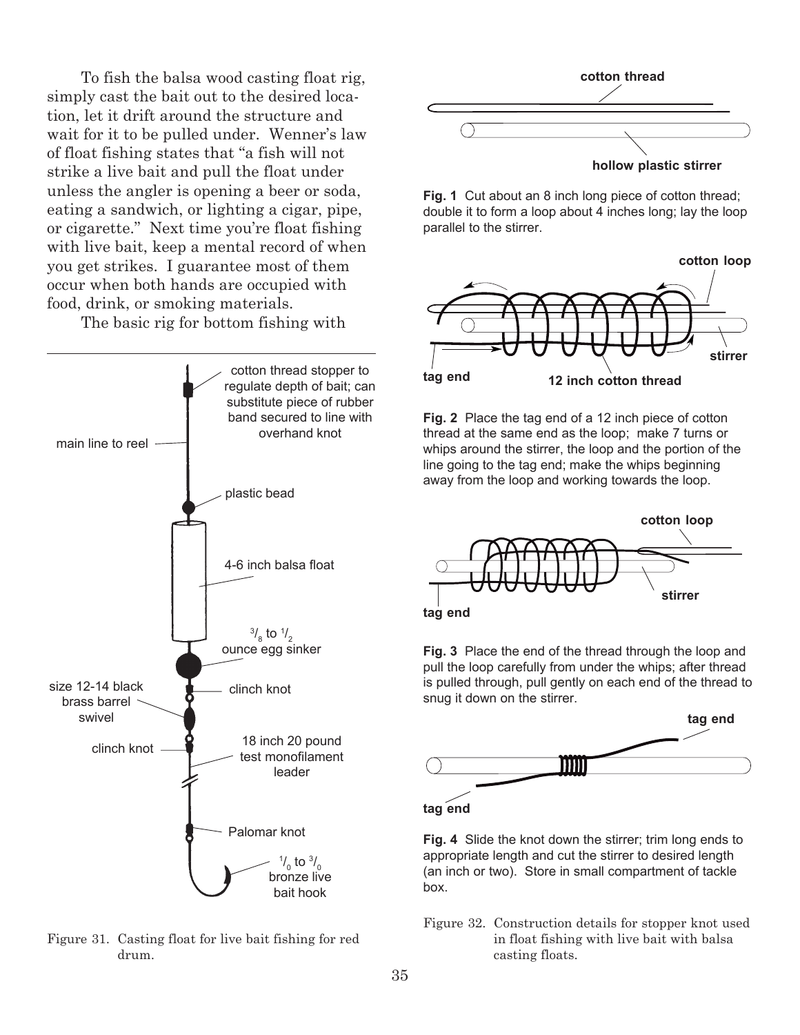To fish the balsa wood casting float rig, simply cast the bait out to the desired location, let it drift around the structure and wait for it to be pulled under. Wenner's law of float fishing states that "a fish will not strike a live bait and pull the float under unless the angler is opening a beer or soda, eating a sandwich, or lighting a cigar, pipe, or cigarette." Next time you're float fishing with live bait, keep a mental record of when you get strikes. I guarantee most of them occur when both hands are occupied with food, drink, or smoking materials.

The basic rig for bottom fishing with

cotton thread stopper to regulate depth of bait; can substitute piece of rubber band secured to line with overhand knot

main line to reel

plastic bead

4-6 inch balsa float

$^{3}/_{8}$ to $^{1}/_{2}$ ounce egg sinker

size 12-14 black brass barrel swivel

clinch knot

clinch knot

18 inch 20 pound test monofilament leader

Palomar knot

$^{1}/_{0}$ to $^{3}/_{0}$ bronze live bait hook

Figure 31. Casting float for live bait fishing for red drum.

cotton thread

hollow plastic stirrer

**Fig. 1** Cut about an 8 inch long piece of cotton thread; double it to form a loop about 4 inches long; lay the loop parallel to the stirrer.

cotton loop

stirrer

tag end

12 inch cotton thread

**Fig. 2** Place the tag end of a 12 inch piece of cotton thread at the same end as the loop; make 7 turns or whips around the stirrer, the loop and the portion of the line going to the tag end; make the whips beginning away from the loop and working towards the loop.

cotton loop

stirrer

tag end

**Fig. 3** Place the end of the thread through the loop and pull the loop carefully from under the whips; after thread is pulled through, pull gently on each end of the thread to snug it down on the stirrer.

tag end

tag end

**Fig. 4** Slide the knot down the stirrer; trim long ends to appropriate length and cut the stirrer to desired length (an inch or two). Store in small compartment of tackle box.

Figure 32. Construction details for stopper knot used in float fishing with live bait with balsa casting floats.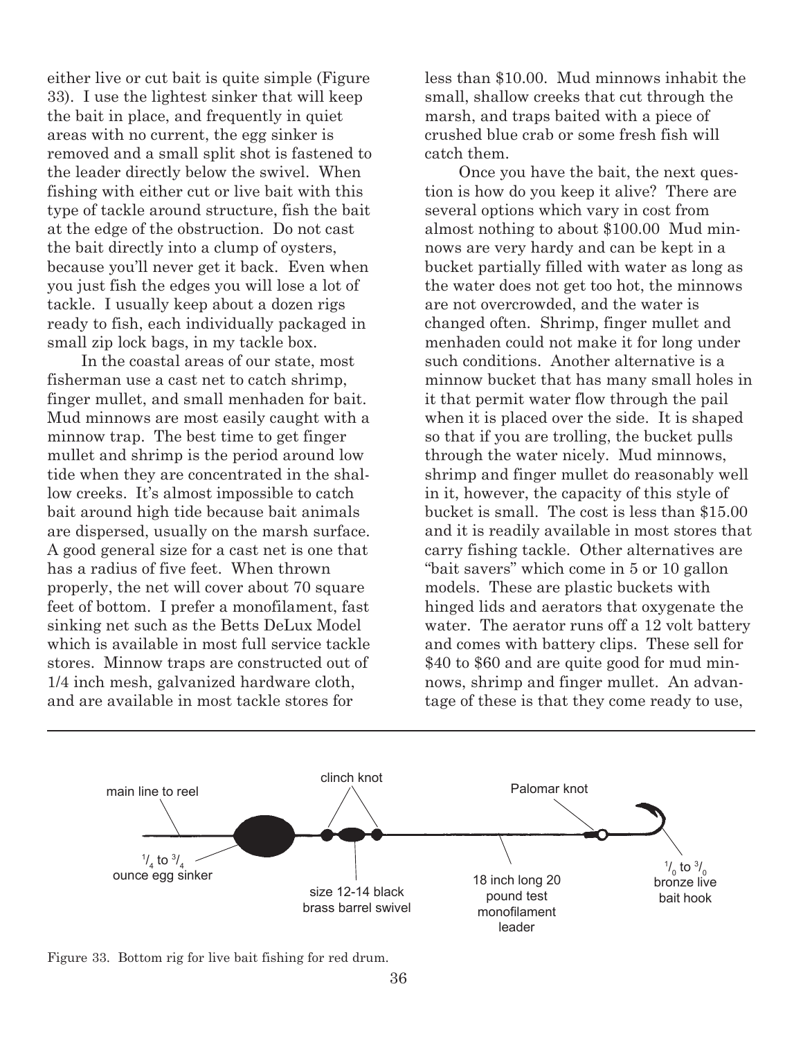either live or cut bait is quite simple (Figure 33). I use the lightest sinker that will keep the bait in place, and frequently in quiet areas with no current, the egg sinker is removed and a small split shot is fastened to the leader directly below the swivel. When fishing with either cut or live bait with this type of tackle around structure, fish the bait at the edge of the obstruction. Do not cast the bait directly into a clump of oysters, because you'll never get it back. Even when you just fish the edges you will lose a lot of tackle. I usually keep about a dozen rigs ready to fish, each individually packaged in small zip lock bags, in my tackle box.

In the coastal areas of our state, most fisherman use a cast net to catch shrimp, finger mullet, and small menhaden for bait. Mud minnows are most easily caught with a minnow trap. The best time to get finger mullet and shrimp is the period around low tide when they are concentrated in the shallow creeks. It's almost impossible to catch bait around high tide because bait animals are dispersed, usually on the marsh surface. A good general size for a cast net is one that has a radius of five feet. When thrown properly, the net will cover about 70 square feet of bottom. I prefer a monofilament, fast sinking net such as the Betts DeLux Model which is available in most full service tackle stores. Minnow traps are constructed out of 1/4 inch mesh, galvanized hardware cloth, and are available in most tackle stores for less than $10.00. Mud minnows inhabit the small, shallow creeks that cut through the marsh, and traps baited with a piece of crushed blue crab or some fresh fish will catch them.

Once you have the bait, the next question is how do you keep it alive? There are several options which vary in cost from almost nothing to about $100.00 Mud minnows are very hardy and can be kept in a bucket partially filled with water as long as the water does not get too hot, the minnows are not overcrowded, and the water is changed often. Shrimp, finger mullet and menhaden could not make it for long under such conditions. Another alternative is a minnow bucket that has many small holes in it that permit water flow through the pail when it is placed over the side. It is shaped so that if you are trolling, the bucket pulls through the water nicely. Mud minnows, shrimp and finger mullet do reasonably well in it, however, the capacity of this style of bucket is small. The cost is less than $15.00 and it is readily available in most stores that carry fishing tackle. Other alternatives are "bait savers" which come in 5 or 10 gallon models. These are plastic buckets with hinged lids and aerators that oxygenate the water. The aerator runs off a 12 volt battery and comes with battery clips. These sell for $40 to $60 and are quite good for mud minnows, shrimp and finger mullet. An advantage of these is that they come ready to use,

main line to reel — 1/4 to 3/4 ounce egg sinker — clinch knot — size 12-14 black brass barrel swivel — 18 inch long 20 pound test monofilament leader — Palomar knot — 1/0 to 3/0 bronze live bait hook

Figure 33. Bottom rig for live bait fishing for red drum.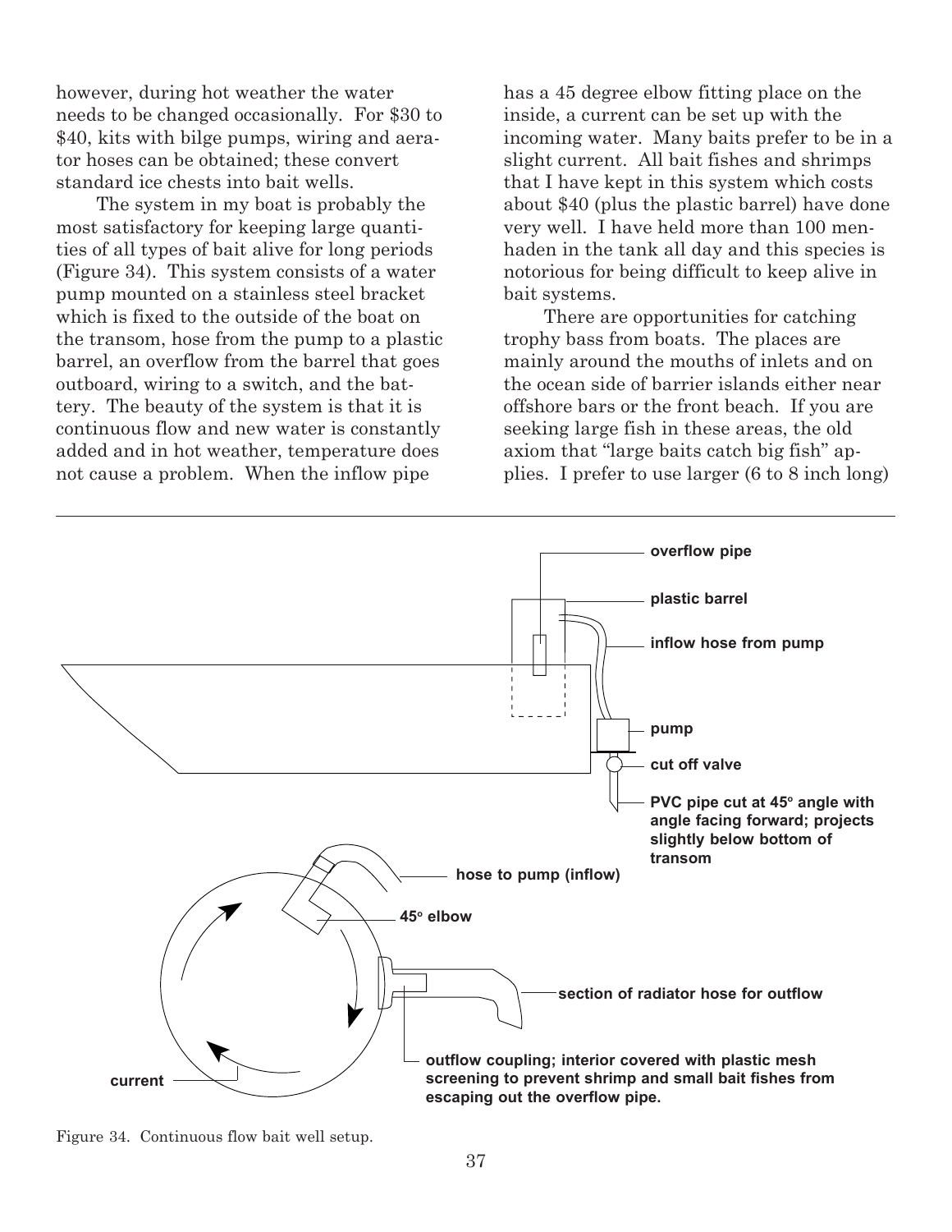however, during hot weather the water needs to be changed occasionally. For $30 to $40, kits with bilge pumps, wiring and aerator hoses can be obtained; these convert standard ice chests into bait wells.

The system in my boat is probably the most satisfactory for keeping large quantities of all types of bait alive for long periods (Figure 34). This system consists of a water pump mounted on a stainless steel bracket which is fixed to the outside of the boat on the transom, hose from the pump to a plastic barrel, an overflow from the barrel that goes outboard, wiring to a switch, and the battery. The beauty of the system is that it is continuous flow and new water is constantly added and in hot weather, temperature does not cause a problem. When the inflow pipe has a 45 degree elbow fitting place on the inside, a current can be set up with the incoming water. Many baits prefer to be in a slight current. All bait fishes and shrimps that I have kept in this system which costs about $40 (plus the plastic barrel) have done very well. I have held more than 100 menhaden in the tank all day and this species is notorious for being difficult to keep alive in bait systems.

There are opportunities for catching trophy bass from boats. The places are mainly around the mouths of inlets and on the ocean side of barrier islands either near offshore bars or the front beach. If you are seeking large fish in these areas, the old axiom that "large baits catch big fish" applies. I prefer to use larger (6 to 8 inch long)

overflow pipe

plastic barrel

inflow hose from pump

pump

cut off valve

PVC pipe cut at 45° angle with angle facing forward; projects slightly below bottom of transom

hose to pump (inflow)

45° elbow

section of radiator hose for outflow

outflow coupling; interior covered with plastic mesh screening to prevent shrimp and small bait fishes from escaping out the overflow pipe.

current

Figure 34. Continuous flow bait well setup.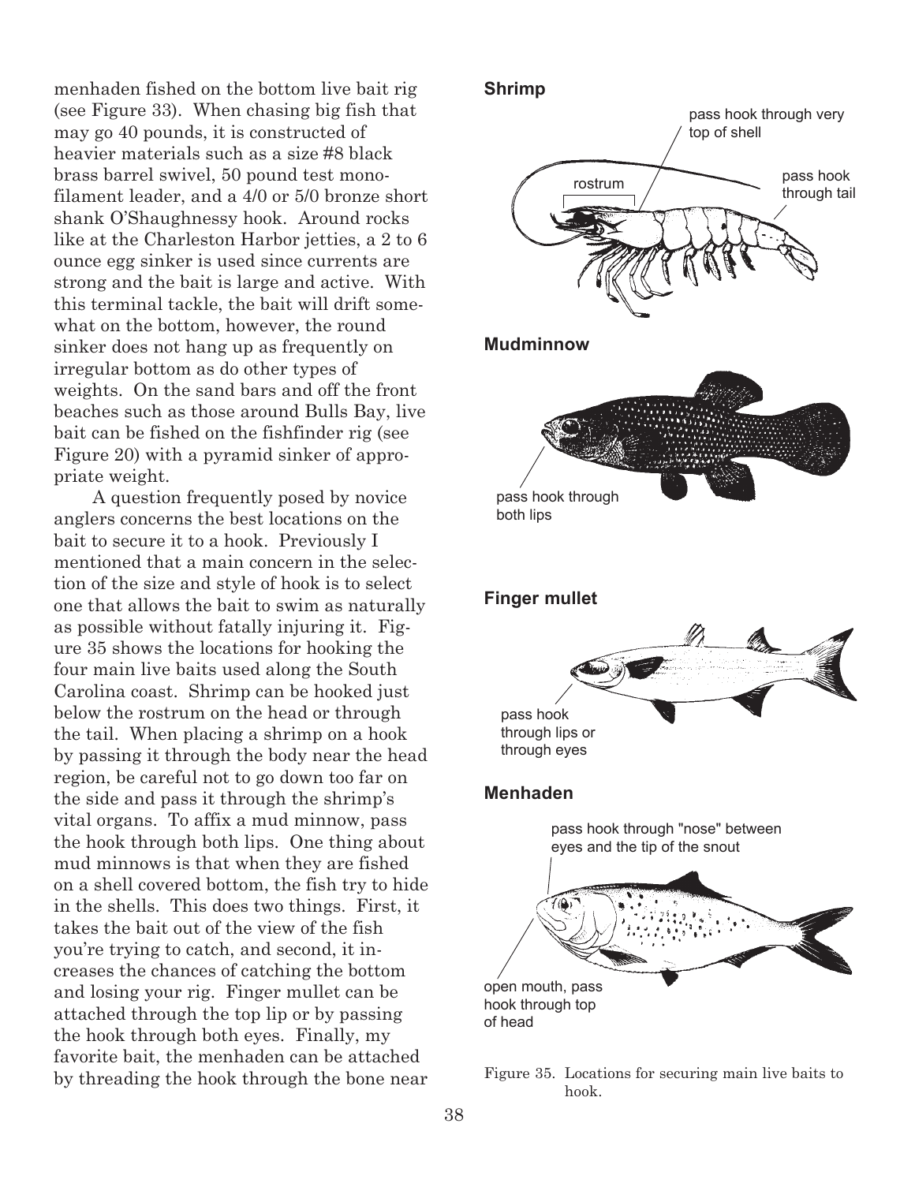menhaden fished on the bottom live bait rig (see Figure 33). When chasing big fish that may go 40 pounds, it is constructed of heavier materials such as a size #8 black brass barrel swivel, 50 pound test monofilament leader, and a 4/0 or 5/0 bronze short shank O'Shaughnessy hook. Around rocks like at the Charleston Harbor jetties, a 2 to 6 ounce egg sinker is used since currents are strong and the bait is large and active. With this terminal tackle, the bait will drift somewhat on the bottom, however, the round sinker does not hang up as frequently on irregular bottom as do other types of weights. On the sand bars and off the front beaches such as those around Bulls Bay, live bait can be fished on the fishfinder rig (see Figure 20) with a pyramid sinker of appropriate weight.

A question frequently posed by novice anglers concerns the best locations on the bait to secure it to a hook. Previously I mentioned that a main concern in the selection of the size and style of hook is to select one that allows the bait to swim as naturally as possible without fatally injuring it. Figure 35 shows the locations for hooking the four main live baits used along the South Carolina coast. Shrimp can be hooked just below the rostrum on the head or through the tail. When placing a shrimp on a hook by passing it through the body near the head region, be careful not to go down too far on the side and pass it through the shrimp's vital organs. To affix a mud minnow, pass the hook through both lips. One thing about mud minnows is that when they are fished on a shell covered bottom, the fish try to hide in the shells. This does two things. First, it takes the bait out of the view of the fish you're trying to catch, and second, it increases the chances of catching the bottom and losing your rig. Finger mullet can be attached through the top lip or by passing the hook through both eyes. Finally, my favorite bait, the menhaden can be attached by threading the hook through the bone near

**Shrimp**

pass hook through very top of shell

rostrum

pass hook through tail

**Mudminnow**

pass hook through both lips

**Finger mullet**

pass hook through lips or through eyes

**Menhaden**

pass hook through "nose" between eyes and the tip of the snout

open mouth, pass hook through top of head

Figure 35. Locations for securing main live baits to hook.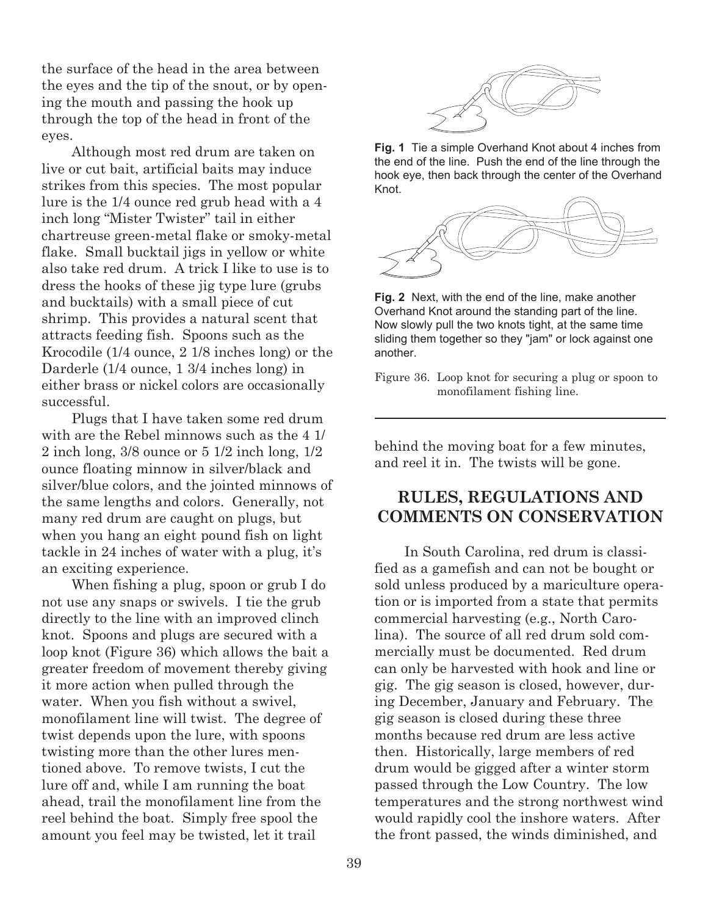the surface of the head in the area between the eyes and the tip of the snout, or by opening the mouth and passing the hook up through the top of the head in front of the eyes.

Although most red drum are taken on live or cut bait, artificial baits may induce strikes from this species. The most popular lure is the 1/4 ounce red grub head with a 4 inch long "Mister Twister" tail in either chartreuse green-metal flake or smoky-metal flake. Small bucktail jigs in yellow or white also take red drum. A trick I like to use is to dress the hooks of these jig type lure (grubs and bucktails) with a small piece of cut shrimp. This provides a natural scent that attracts feeding fish. Spoons such as the Krocodile (1/4 ounce, 2 1/8 inches long) or the Darderle (1/4 ounce, 1 3/4 inches long) in either brass or nickel colors are occasionally successful.

Plugs that I have taken some red drum with are the Rebel minnows such as the 4 1/2 inch long, 3/8 ounce or 5 1/2 inch long, 1/2 ounce floating minnow in silver/black and silver/blue colors, and the jointed minnows of the same lengths and colors. Generally, not many red drum are caught on plugs, but when you hang an eight pound fish on light tackle in 24 inches of water with a plug, it's an exciting experience.

When fishing a plug, spoon or grub I do not use any snaps or swivels. I tie the grub directly to the line with an improved clinch knot. Spoons and plugs are secured with a loop knot (Figure 36) which allows the bait a greater freedom of movement thereby giving it more action when pulled through the water. When you fish without a swivel, monofilament line will twist. The degree of twist depends upon the lure, with spoons twisting more than the other lures mentioned above. To remove twists, I cut the lure off and, while I am running the boat ahead, trail the monofilament line from the reel behind the boat. Simply free spool the amount you feel may be twisted, let it trail behind the moving boat for a few minutes, and reel it in. The twists will be gone.

**Fig. 1** Tie a simple Overhand Knot about 4 inches from the end of the line. Push the end of the line through the hook eye, then back through the center of the Overhand Knot.

**Fig. 2** Next, with the end of the line, make another Overhand Knot around the standing part of the line. Now slowly pull the two knots tight, at the same time sliding them together so they "jam" or lock against one another.

Figure 36. Loop knot for securing a plug or spoon to monofilament fishing line.

## RULES, REGULATIONS AND COMMENTS ON CONSERVATION

In South Carolina, red drum is classified as a gamefish and can not be bought or sold unless produced by a mariculture operation or is imported from a state that permits commercial harvesting (e.g., North Carolina). The source of all red drum sold commercially must be documented. Red drum can only be harvested with hook and line or gig. The gig season is closed, however, during December, January and February. The gig season is closed during these three months because red drum are less active then. Historically, large members of red drum would be gigged after a winter storm passed through the Low Country. The low temperatures and the strong northwest wind would rapidly cool the inshore waters. After the front passed, the winds diminished, and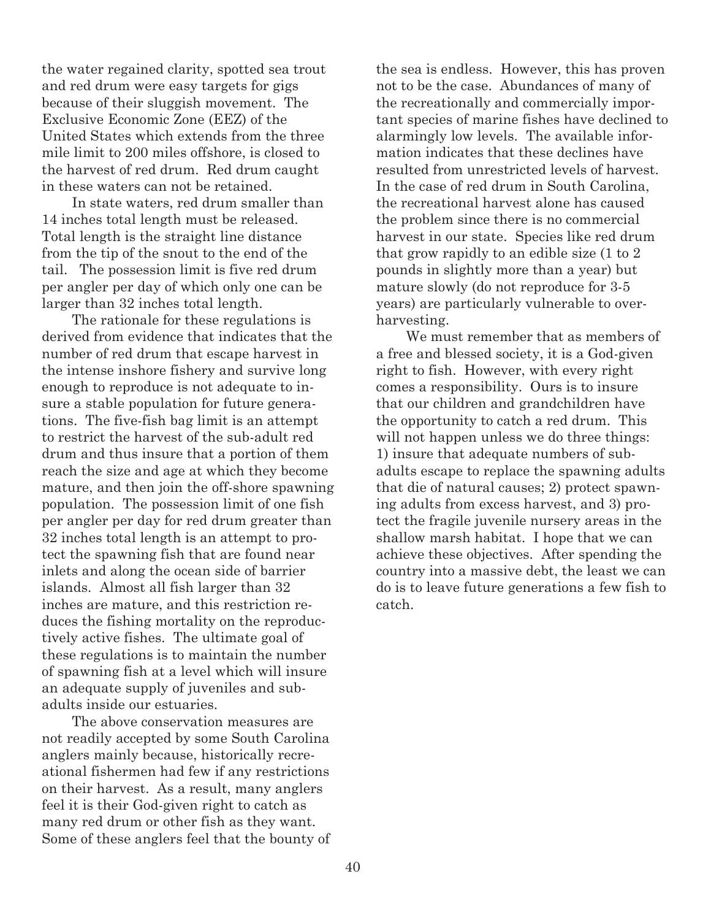the water regained clarity, spotted sea trout and red drum were easy targets for gigs because of their sluggish movement. The Exclusive Economic Zone (EEZ) of the United States which extends from the three mile limit to 200 miles offshore, is closed to the harvest of red drum. Red drum caught in these waters can not be retained.

In state waters, red drum smaller than 14 inches total length must be released. Total length is the straight line distance from the tip of the snout to the end of the tail. The possession limit is five red drum per angler per day of which only one can be larger than 32 inches total length.

The rationale for these regulations is derived from evidence that indicates that the number of red drum that escape harvest in the intense inshore fishery and survive long enough to reproduce is not adequate to insure a stable population for future generations. The five-fish bag limit is an attempt to restrict the harvest of the sub-adult red drum and thus insure that a portion of them reach the size and age at which they become mature, and then join the off-shore spawning population. The possession limit of one fish per angler per day for red drum greater than 32 inches total length is an attempt to protect the spawning fish that are found near inlets and along the ocean side of barrier islands. Almost all fish larger than 32 inches are mature, and this restriction reduces the fishing mortality on the reproductively active fishes. The ultimate goal of these regulations is to maintain the number of spawning fish at a level which will insure an adequate supply of juveniles and sub-adults inside our estuaries.

The above conservation measures are not readily accepted by some South Carolina anglers mainly because, historically recreational fishermen had few if any restrictions on their harvest. As a result, many anglers feel it is their God-given right to catch as many red drum or other fish as they want. Some of these anglers feel that the bounty of the sea is endless. However, this has proven not to be the case. Abundances of many of the recreationally and commercially important species of marine fishes have declined to alarmingly low levels. The available information indicates that these declines have resulted from unrestricted levels of harvest. In the case of red drum in South Carolina, the recreational harvest alone has caused the problem since there is no commercial harvest in our state. Species like red drum that grow rapidly to an edible size (1 to 2 pounds in slightly more than a year) but mature slowly (do not reproduce for 3-5 years) are particularly vulnerable to over-harvesting.

We must remember that as members of a free and blessed society, it is a God-given right to fish. However, with every right comes a responsibility. Ours is to insure that our children and grandchildren have the opportunity to catch a red drum. This will not happen unless we do three things: 1) insure that adequate numbers of sub-adults escape to replace the spawning adults that die of natural causes; 2) protect spawning adults from excess harvest, and 3) protect the fragile juvenile nursery areas in the shallow marsh habitat. I hope that we can achieve these objectives. After spending the country into a massive debt, the least we can do is to leave future generations a few fish to catch.